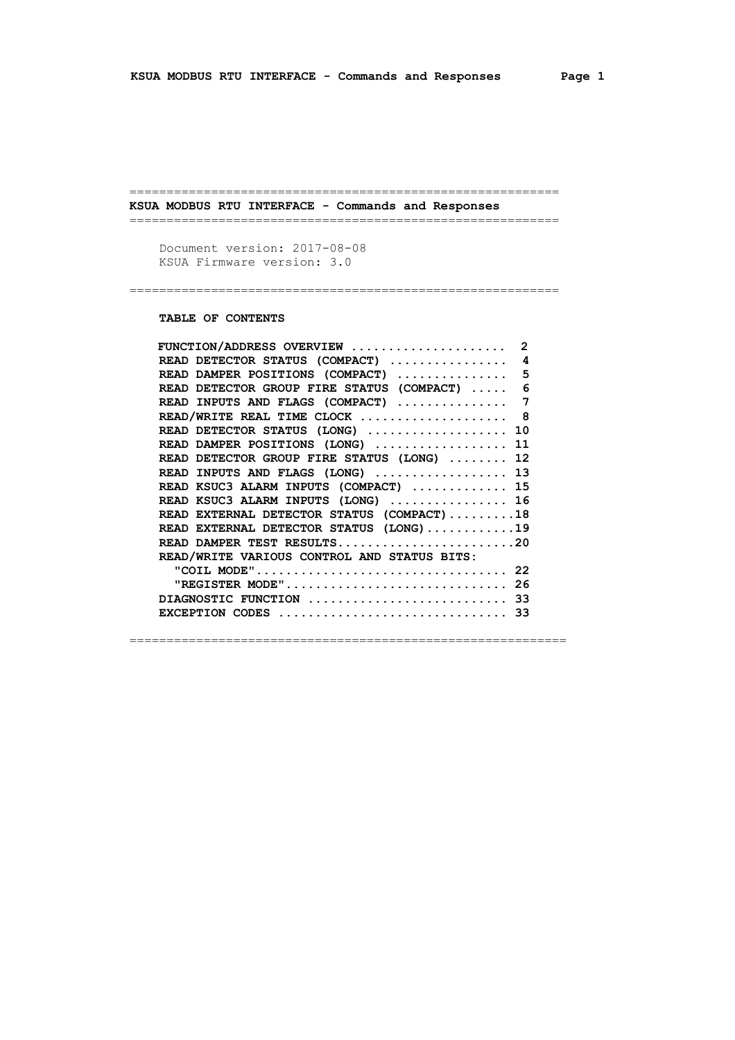# KSUA MODBUS RTU INTERFACE - Commands and Responses

Document version: 2017-08-08

KSUA Firmware version: 3.0

## TABLE OF CONTENTS

| Section | Page |
| --- | --- |
| FUNCTION/ADDRESS OVERVIEW | 2 |
| READ DETECTOR STATUS (COMPACT) | 4 |
| READ DAMPER POSITIONS (COMPACT) | 5 |
| READ DETECTOR GROUP FIRE STATUS (COMPACT) | 6 |
| READ INPUTS AND FLAGS (COMPACT) | 7 |
| READ/WRITE REAL TIME CLOCK | 8 |
| READ DETECTOR STATUS (LONG) | 10 |
| READ DAMPER POSITIONS (LONG) | 11 |
| READ DETECTOR GROUP FIRE STATUS (LONG) | 12 |
| READ INPUTS AND FLAGS (LONG) | 13 |
| READ KSUC3 ALARM INPUTS (COMPACT) | 15 |
| READ KSUC3 ALARM INPUTS (LONG) | 16 |
| READ EXTERNAL DETECTOR STATUS (COMPACT) | 18 |
| READ EXTERNAL DETECTOR STATUS (LONG) | 19 |
| READ DAMPER TEST RESULTS | 20 |
| READ/WRITE VARIOUS CONTROL AND STATUS BITS: | |
| "COIL MODE" | 22 |
| "REGISTER MODE" | 26 |
| DIAGNOSTIC FUNCTION | 33 |
| EXCEPTION CODES | 33 |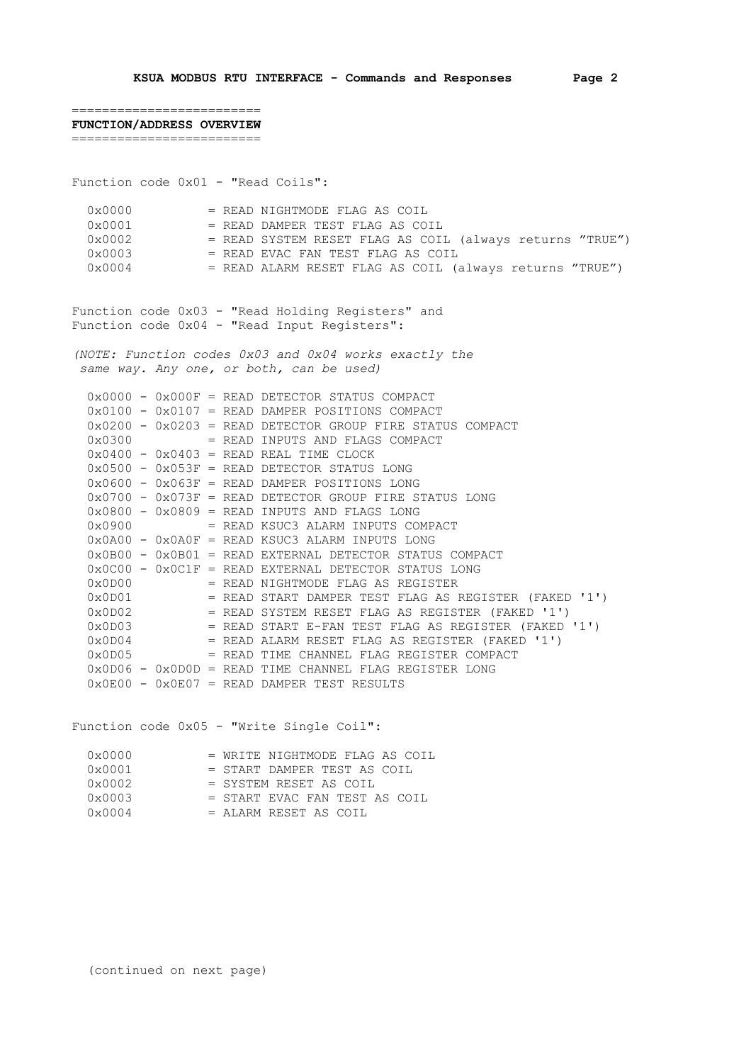## FUNCTION/ADDRESS OVERVIEW

Function code 0x01 - "Read Coils":

```
  0x0000          = READ NIGHTMODE FLAG AS COIL
  0x0001          = READ DAMPER TEST FLAG AS COIL
  0x0002          = READ SYSTEM RESET FLAG AS COIL (always returns "TRUE")
  0x0003          = READ EVAC FAN TEST FLAG AS COIL
  0x0004          = READ ALARM RESET FLAG AS COIL (always returns "TRUE")
```

Function code 0x03 - "Read Holding Registers" and
Function code 0x04 - "Read Input Registers":

*(NOTE: Function codes 0x03 and 0x04 works exactly the same way. Any one, or both, can be used)*

```
  0x0000 - 0x000F = READ DETECTOR STATUS COMPACT
  0x0100 - 0x0107 = READ DAMPER POSITIONS COMPACT
  0x0200 - 0x0203 = READ DETECTOR GROUP FIRE STATUS COMPACT
  0x0300          = READ INPUTS AND FLAGS COMPACT
  0x0400 - 0x0403 = READ REAL TIME CLOCK
  0x0500 - 0x053F = READ DETECTOR STATUS LONG
  0x0600 - 0x063F = READ DAMPER POSITIONS LONG
  0x0700 - 0x073F = READ DETECTOR GROUP FIRE STATUS LONG
  0x0800 - 0x0809 = READ INPUTS AND FLAGS LONG
  0x0900          = READ KSUC3 ALARM INPUTS COMPACT
  0x0A00 - 0x0A0F = READ KSUC3 ALARM INPUTS LONG
  0x0B00 - 0x0B01 = READ EXTERNAL DETECTOR STATUS COMPACT
  0x0C00 - 0x0C1F = READ EXTERNAL DETECTOR STATUS LONG
  0x0D00          = READ NIGHTMODE FLAG AS REGISTER
  0x0D01          = READ START DAMPER TEST FLAG AS REGISTER (FAKED '1')
  0x0D02          = READ SYSTEM RESET FLAG AS REGISTER (FAKED '1')
  0x0D03          = READ START E-FAN TEST FLAG AS REGISTER (FAKED '1')
  0x0D04          = READ ALARM RESET FLAG AS REGISTER (FAKED '1')
  0x0D05          = READ TIME CHANNEL FLAG REGISTER COMPACT
  0x0D06 - 0x0D0D = READ TIME CHANNEL FLAG REGISTER LONG
  0x0E00 - 0x0E07 = READ DAMPER TEST RESULTS
```

Function code 0x05 - "Write Single Coil":

```
  0x0000          = WRITE NIGHTMODE FLAG AS COIL
  0x0001          = START DAMPER TEST AS COIL
  0x0002          = SYSTEM RESET AS COIL
  0x0003          = START EVAC FAN TEST AS COIL
  0x0004          = ALARM RESET AS COIL
```

(continued on next page)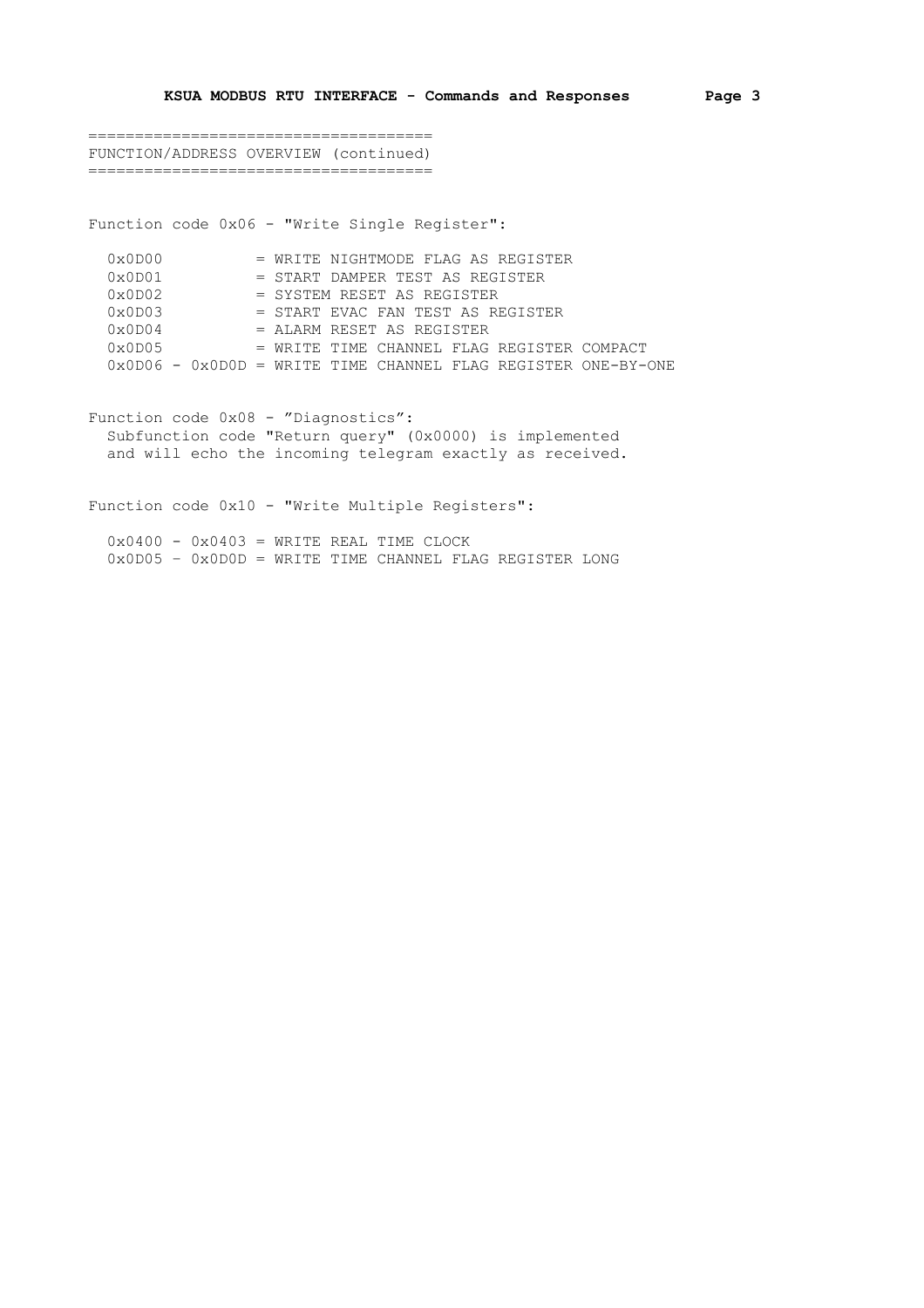## FUNCTION/ADDRESS OVERVIEW (continued)

Function code 0x06 - "Write Single Register":

```
0x0D00          = WRITE NIGHTMODE FLAG AS REGISTER
0x0D01          = START DAMPER TEST AS REGISTER
0x0D02          = SYSTEM RESET AS REGISTER
0x0D03          = START EVAC FAN TEST AS REGISTER
0x0D04          = ALARM RESET AS REGISTER
0x0D05          = WRITE TIME CHANNEL FLAG REGISTER COMPACT
0x0D06 - 0x0D0D = WRITE TIME CHANNEL FLAG REGISTER ONE-BY-ONE
```

Function code 0x08 - ”Diagnostics”:
Subfunction code "Return query" (0x0000) is implemented and will echo the incoming telegram exactly as received.

Function code 0x10 - "Write Multiple Registers":

```
0x0400 - 0x0403 = WRITE REAL TIME CLOCK
0x0D05 – 0x0D0D = WRITE TIME CHANNEL FLAG REGISTER LONG
```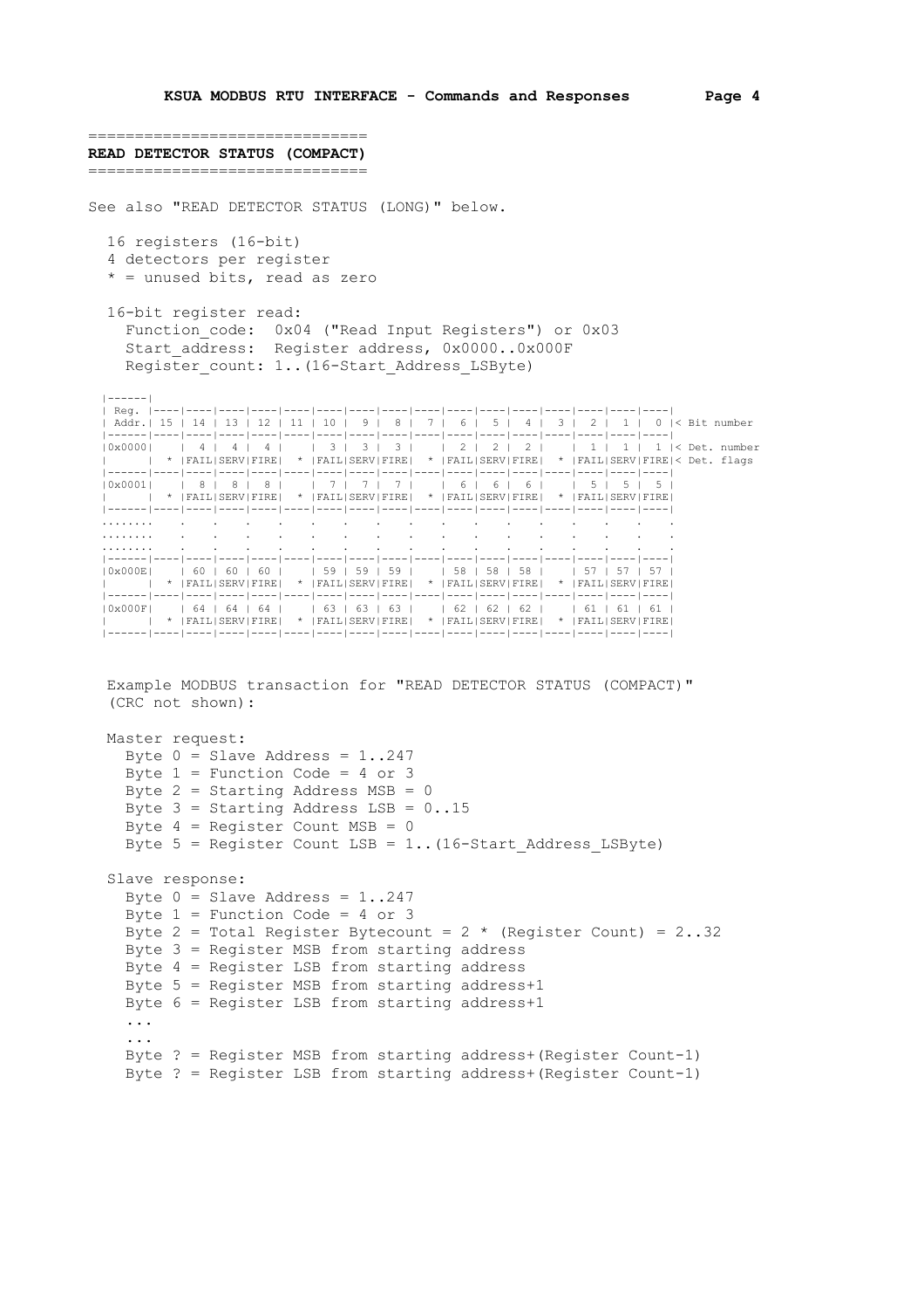## READ DETECTOR STATUS (COMPACT)

See also "READ DETECTOR STATUS (LONG)" below.

16 registers (16-bit)
4 detectors per register
* = unused bits, read as zero

16-bit register read:
Function_code: 0x04 ("Read Input Registers") or 0x03
Start_address: Register address, 0x0000..0x000F
Register_count: 1..(16-Start_Address_LSByte)

| Reg. Addr. | 15 | 14 | 13 | 12 | 11 | 10 | 9 | 8 | 7 | 6 | 5 | 4 | 3 | 2 | 1 | 0 | < Bit number |
|---|---|---|---|---|---|---|---|---|---|---|---|---|---|---|---|---|---|
| 0x0000 | | 4 | 4 | 4 | | 3 | 3 | 3 | | 2 | 2 | 2 | | 1 | 1 | 1 | < Det. number |
| | * | FAIL | SERV | FIRE | * | FAIL | SERV | FIRE | * | FAIL | SERV | FIRE | * | FAIL | SERV | FIRE | < Det. flags |
| 0x0001 | | 8 | 8 | 8 | | 7 | 7 | 7 | | 6 | 6 | 6 | | 5 | 5 | 5 | |
| | * | FAIL | SERV | FIRE | * | FAIL | SERV | FIRE | * | FAIL | SERV | FIRE | * | FAIL | SERV | FIRE | |
| ........ | . | . | . | . | . | . | . | . | . | . | . | . | . | . | . | . | |
| ........ | . | . | . | . | . | . | . | . | . | . | . | . | . | . | . | . | |
| ........ | . | . | . | . | . | . | . | . | . | . | . | . | . | . | . | . | |
| 0x000E | | 60 | 60 | 60 | | 59 | 59 | 59 | | 58 | 58 | 58 | | 57 | 57 | 57 | |
| | * | FAIL | SERV | FIRE | * | FAIL | SERV | FIRE | * | FAIL | SERV | FIRE | * | FAIL | SERV | FIRE | |
| 0x000F | | 64 | 64 | 64 | | 63 | 63 | 63 | | 62 | 62 | 62 | | 61 | 61 | 61 | |
| | * | FAIL | SERV | FIRE | * | FAIL | SERV | FIRE | * | FAIL | SERV | FIRE | * | FAIL | SERV | FIRE | |

Example MODBUS transaction for "READ DETECTOR STATUS (COMPACT)" (CRC not shown):

Master request:
Byte 0 = Slave Address = 1..247
Byte 1 = Function Code = 4 or 3
Byte 2 = Starting Address MSB = 0
Byte 3 = Starting Address LSB = 0..15
Byte 4 = Register Count MSB = 0
Byte 5 = Register Count LSB = 1..(16-Start_Address_LSByte)

Slave response:
Byte 0 = Slave Address = 1..247
Byte 1 = Function Code = 4 or 3
Byte 2 = Total Register Bytecount = 2 * (Register Count) = 2..32
Byte 3 = Register MSB from starting address
Byte 4 = Register LSB from starting address
Byte 5 = Register MSB from starting address+1
Byte 6 = Register LSB from starting address+1
...
...
Byte ? = Register MSB from starting address+(Register Count-1)
Byte ? = Register LSB from starting address+(Register Count-1)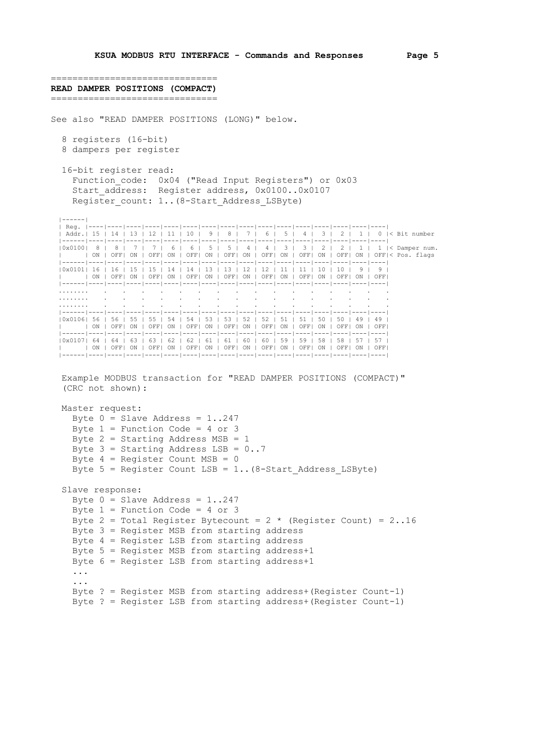## READ DAMPER POSITIONS (COMPACT)

See also "READ DAMPER POSITIONS (LONG)" below.

8 registers (16-bit)
8 dampers per register

16-bit register read:
  Function_code:  0x04 ("Read Input Registers") or 0x03
  Start_address:  Register address, 0x0100..0x0107
  Register_count: 1..(8-Start_Address_LSByte)

| Reg. Addr. | 15 | 14 | 13 | 12 | 11 | 10 | 9 | 8 | 7 | 6 | 5 | 4 | 3 | 2 | 1 | 0 | < Bit number |
|---|---|---|---|---|---|---|---|---|---|---|---|---|---|---|---|---|---|
| 0x0100 | 8 | 8 | 7 | 7 | 6 | 6 | 5 | 5 | 4 | 4 | 3 | 3 | 2 | 2 | 1 | 1 | < Damper num. |
| | ON | OFF | ON | OFF | ON | OFF | ON | OFF | ON | OFF | ON | OFF | ON | OFF | ON | OFF | < Pos. flags |
| 0x0101 | 16 | 16 | 15 | 15 | 14 | 14 | 13 | 13 | 12 | 12 | 11 | 11 | 10 | 10 | 9 | 9 | |
| | ON | OFF | ON | OFF | ON | OFF | ON | OFF | ON | OFF | ON | OFF | ON | OFF | ON | OFF | |
| ........ | . | . | . | . | . | . | . | . | . | . | . | . | . | . | . | . | |
| ........ | . | . | . | . | . | . | . | . | . | . | . | . | . | . | . | . | |
| ........ | . | . | . | . | . | . | . | . | . | . | . | . | . | . | . | . | |
| 0x0106 | 56 | 56 | 55 | 55 | 54 | 54 | 53 | 53 | 52 | 52 | 51 | 51 | 50 | 50 | 49 | 49 | |
| | ON | OFF | ON | OFF | ON | OFF | ON | OFF | ON | OFF | ON | OFF | ON | OFF | ON | OFF | |
| 0x0107 | 64 | 64 | 63 | 63 | 62 | 62 | 61 | 61 | 60 | 60 | 59 | 59 | 58 | 58 | 57 | 57 | |
| | ON | OFF | ON | OFF | ON | OFF | ON | OFF | ON | OFF | ON | OFF | ON | OFF | ON | OFF | |

Example MODBUS transaction for "READ DAMPER POSITIONS (COMPACT)"
(CRC not shown):

Master request:
  Byte 0 = Slave Address = 1..247
  Byte 1 = Function Code = 4 or 3
  Byte 2 = Starting Address MSB = 1
  Byte 3 = Starting Address LSB = 0..7
  Byte 4 = Register Count MSB = 0
  Byte 5 = Register Count LSB = 1..(8-Start_Address_LSByte)

Slave response:
  Byte 0 = Slave Address = 1..247
  Byte 1 = Function Code = 4 or 3
  Byte 2 = Total Register Bytecount = 2 * (Register Count) = 2..16
  Byte 3 = Register MSB from starting address
  Byte 4 = Register LSB from starting address
  Byte 5 = Register MSB from starting address+1
  Byte 6 = Register LSB from starting address+1
  ...
  ...
  Byte ? = Register MSB from starting address+(Register Count-1)
  Byte ? = Register LSB from starting address+(Register Count-1)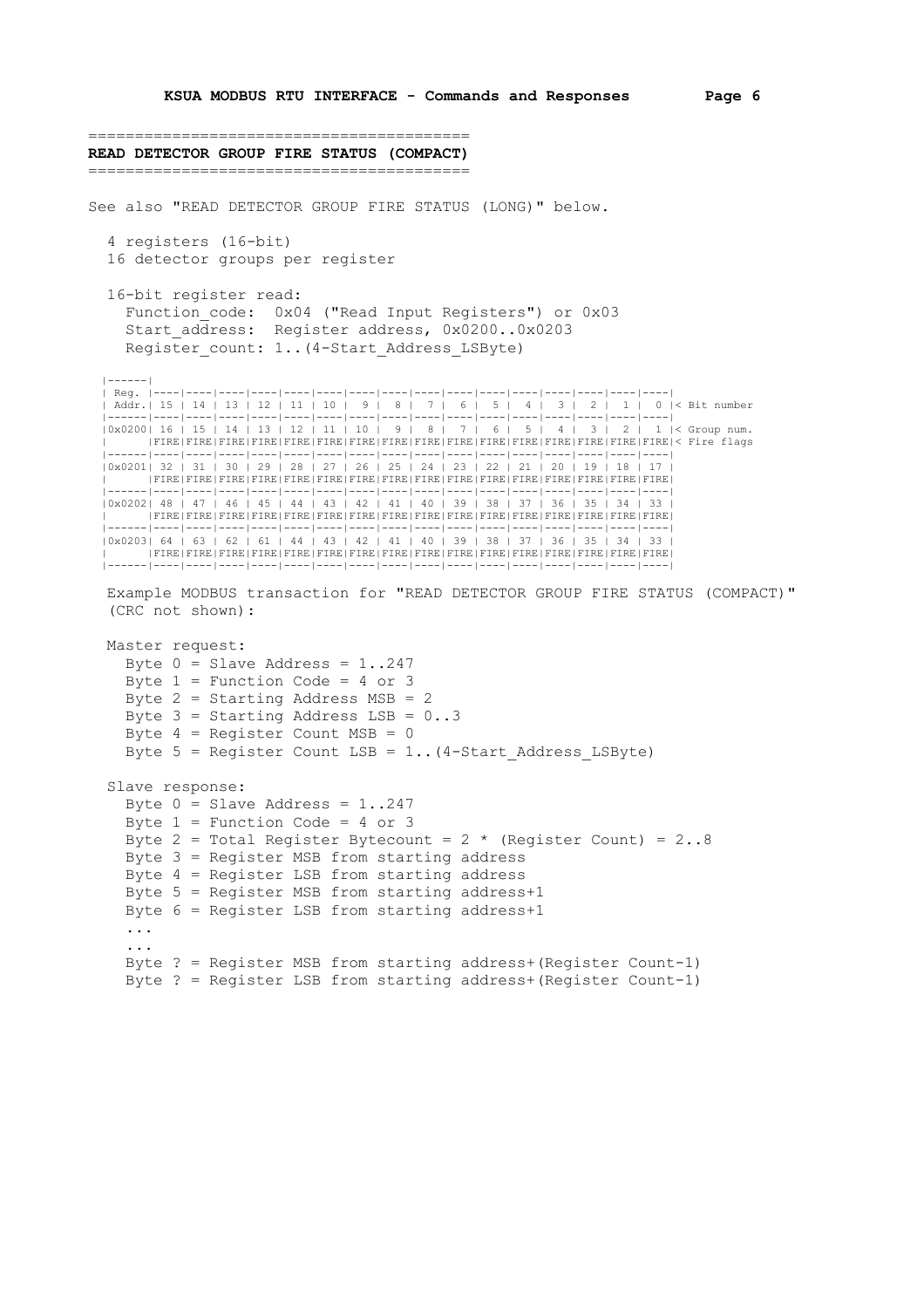## READ DETECTOR GROUP FIRE STATUS (COMPACT)

See also "READ DETECTOR GROUP FIRE STATUS (LONG)" below.

4 registers (16-bit)
16 detector groups per register

16-bit register read:
  Function_code:  0x04 ("Read Input Registers") or 0x03
  Start_address:  Register address, 0x0200..0x0203
  Register_count: 1..(4-Start_Address_LSByte)

| Reg. Addr. | 15 | 14 | 13 | 12 | 11 | 10 | 9 | 8 | 7 | 6 | 5 | 4 | 3 | 2 | 1 | 0 | < Bit number |
|---|---|---|---|---|---|---|---|---|---|---|---|---|---|---|---|---|---|
| 0x0200 | 16 | 15 | 14 | 13 | 12 | 11 | 10 | 9 | 8 | 7 | 6 | 5 | 4 | 3 | 2 | 1 | < Group num. |
| | FIRE | FIRE | FIRE | FIRE | FIRE | FIRE | FIRE | FIRE | FIRE | FIRE | FIRE | FIRE | FIRE | FIRE | FIRE | FIRE | < Fire flags |
| 0x0201 | 32 | 31 | 30 | 29 | 28 | 27 | 26 | 25 | 24 | 23 | 22 | 21 | 20 | 19 | 18 | 17 | |
| | FIRE | FIRE | FIRE | FIRE | FIRE | FIRE | FIRE | FIRE | FIRE | FIRE | FIRE | FIRE | FIRE | FIRE | FIRE | FIRE | |
| 0x0202 | 48 | 47 | 46 | 45 | 44 | 43 | 42 | 41 | 40 | 39 | 38 | 37 | 36 | 35 | 34 | 33 | |
| | FIRE | FIRE | FIRE | FIRE | FIRE | FIRE | FIRE | FIRE | FIRE | FIRE | FIRE | FIRE | FIRE | FIRE | FIRE | FIRE | |
| 0x0203 | 64 | 63 | 62 | 61 | 44 | 43 | 42 | 41 | 40 | 39 | 38 | 37 | 36 | 35 | 34 | 33 | |
| | FIRE | FIRE | FIRE | FIRE | FIRE | FIRE | FIRE | FIRE | FIRE | FIRE | FIRE | FIRE | FIRE | FIRE | FIRE | FIRE | |

Example MODBUS transaction for "READ DETECTOR GROUP FIRE STATUS (COMPACT)" (CRC not shown):

Master request:
  Byte 0 = Slave Address = 1..247
  Byte 1 = Function Code = 4 or 3
  Byte 2 = Starting Address MSB = 2
  Byte 3 = Starting Address LSB = 0..3
  Byte 4 = Register Count MSB = 0
  Byte 5 = Register Count LSB = 1..(4-Start_Address_LSByte)

Slave response:
  Byte 0 = Slave Address = 1..247
  Byte 1 = Function Code = 4 or 3
  Byte 2 = Total Register Bytecount = 2 * (Register Count) = 2..8
  Byte 3 = Register MSB from starting address
  Byte 4 = Register LSB from starting address
  Byte 5 = Register MSB from starting address+1
  Byte 6 = Register LSB from starting address+1
  ...
  ...
  Byte ? = Register MSB from starting address+(Register Count-1)
  Byte ? = Register LSB from starting address+(Register Count-1)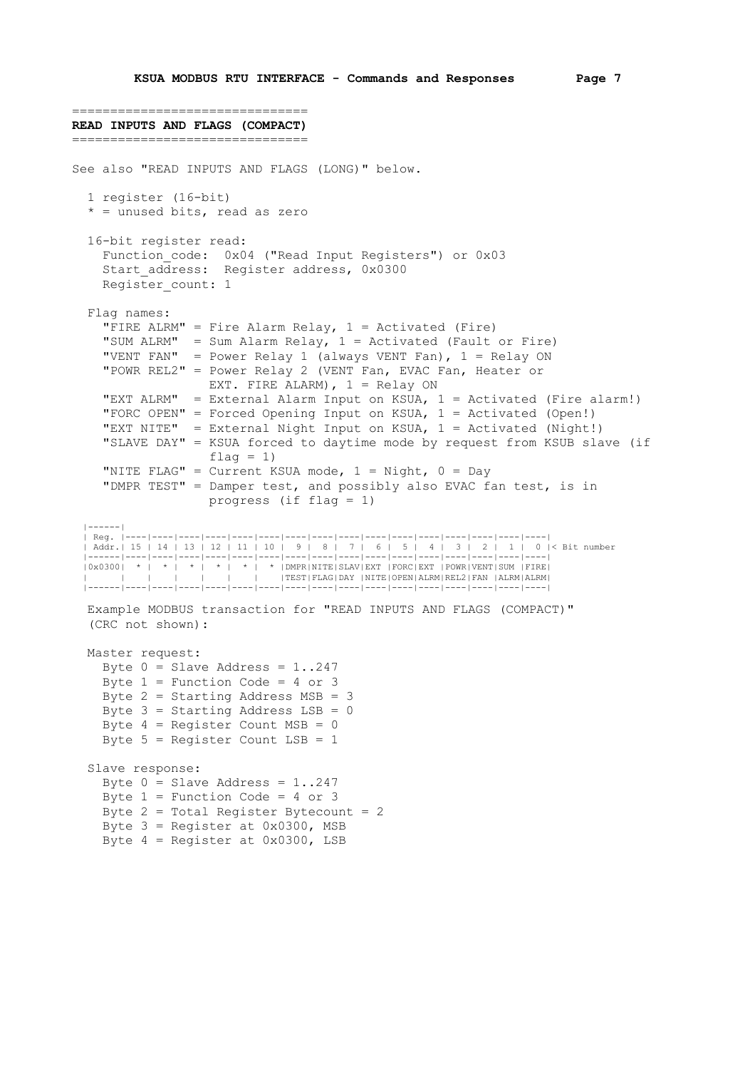## READ INPUTS AND FLAGS (COMPACT)

See also "READ INPUTS AND FLAGS (LONG)" below.

1 register (16-bit)
* = unused bits, read as zero

16-bit register read:
 Function_code: 0x04 ("Read Input Registers") or 0x03
 Start_address: Register address, 0x0300
 Register_count: 1

Flag names:
 "FIRE ALRM" = Fire Alarm Relay, 1 = Activated (Fire)
 "SUM ALRM" = Sum Alarm Relay, 1 = Activated (Fault or Fire)
 "VENT FAN" = Power Relay 1 (always VENT Fan), 1 = Relay ON
 "POWR REL2" = Power Relay 2 (VENT Fan, EVAC Fan, Heater or EXT. FIRE ALARM), 1 = Relay ON
 "EXT ALRM" = External Alarm Input on KSUA, 1 = Activated (Fire alarm!)
 "FORC OPEN" = Forced Opening Input on KSUA, 1 = Activated (Open!)
 "EXT NITE" = External Night Input on KSUA, 1 = Activated (Night!)
 "SLAVE DAY" = KSUA forced to daytime mode by request from KSUB slave (if flag = 1)
 "NITE FLAG" = Current KSUA mode, 1 = Night, 0 = Day
 "DMPR TEST" = Damper test, and possibly also EVAC fan test, is in progress (if flag = 1)

| Reg. Addr. | 15 | 14 | 13 | 12 | 11 | 10 | 9 | 8 | 7 | 6 | 5 | 4 | 3 | 2 | 1 | 0 |
|---|---|---|---|---|---|---|---|---|---|---|---|---|---|---|---|---|
| 0x0300 | * | * | * | * | * | * | DMPR TEST | NITE FLAG | SLAV DAY | EXT NITE | FORC OPEN | EXT ALRM | POWR REL2 | VENT FAN | SUM ALRM | FIRE ALRM |

(< Bit number)

Example MODBUS transaction for "READ INPUTS AND FLAGS (COMPACT)" (CRC not shown):

Master request:
 Byte 0 = Slave Address = 1..247
 Byte 1 = Function Code = 4 or 3
 Byte 2 = Starting Address MSB = 3
 Byte 3 = Starting Address LSB = 0
 Byte 4 = Register Count MSB = 0
 Byte 5 = Register Count LSB = 1

Slave response:
 Byte 0 = Slave Address = 1..247
 Byte 1 = Function Code = 4 or 3
 Byte 2 = Total Register Bytecount = 2
 Byte 3 = Register at 0x0300, MSB
 Byte 4 = Register at 0x0300, LSB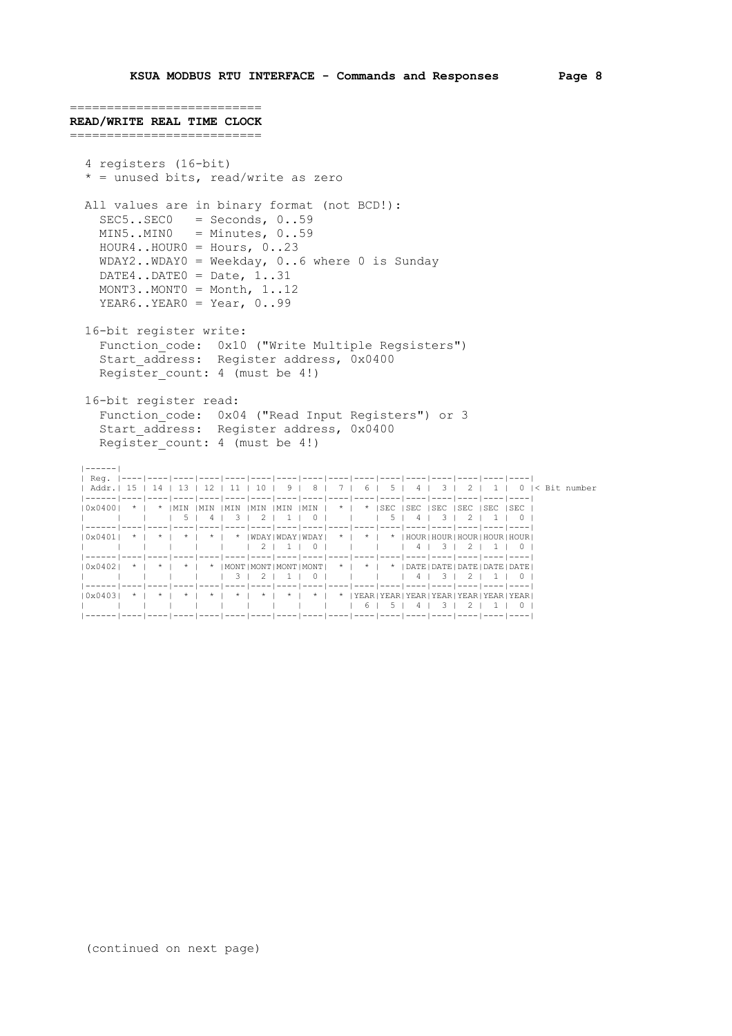## READ/WRITE REAL TIME CLOCK

4 registers (16-bit)
* = unused bits, read/write as zero

All values are in binary format (not BCD!):

```
SEC5..SEC0   = Seconds, 0..59
MIN5..MIN0   = Minutes, 0..59
HOUR4..HOUR0 = Hours, 0..23
WDAY2..WDAY0 = Weekday, 0..6 where 0 is Sunday
DATE4..DATE0 = Date, 1..31
MONT3..MONT0 = Month, 1..12
YEAR6..YEAR0 = Year, 0..99
```

16-bit register write:

```
Function_code:  0x10 ("Write Multiple Regsisters")
Start_address:  Register address, 0x0400
Register_count: 4 (must be 4!)
```

16-bit register read:

```
Function_code:  0x04 ("Read Input Registers") or 3
Start_address:  Register address, 0x0400
Register_count: 4 (must be 4!)
```

| Reg. Addr. | 15 | 14 | 13 | 12 | 11 | 10 | 9 | 8 | 7 | 6 | 5 | 4 | 3 | 2 | 1 | 0 |
|---|---|---|---|---|---|---|---|---|---|---|---|---|---|---|---|---|
| 0x0400 | * | * | MIN 5 | MIN 4 | MIN 3 | MIN 2 | MIN 1 | MIN 0 | * | * | SEC 5 | SEC 4 | SEC 3 | SEC 2 | SEC 1 | SEC 0 |
| 0x0401 | * | * | * | * | * | WDAY 2 | WDAY 1 | WDAY 0 | * | * | * | HOUR 4 | HOUR 3 | HOUR 2 | HOUR 1 | HOUR 0 |
| 0x0402 | * | * | * | * | MONT 3 | MONT 2 | MONT 1 | MONT 0 | * | * | * | DATE 4 | DATE 3 | DATE 2 | DATE 1 | DATE 0 |
| 0x0403 | * | * | * | * | * | * | * | * | * | YEAR 6 | YEAR 5 | YEAR 4 | YEAR 3 | YEAR 2 | YEAR 1 | YEAR 0 |

< Bit number

(continued on next page)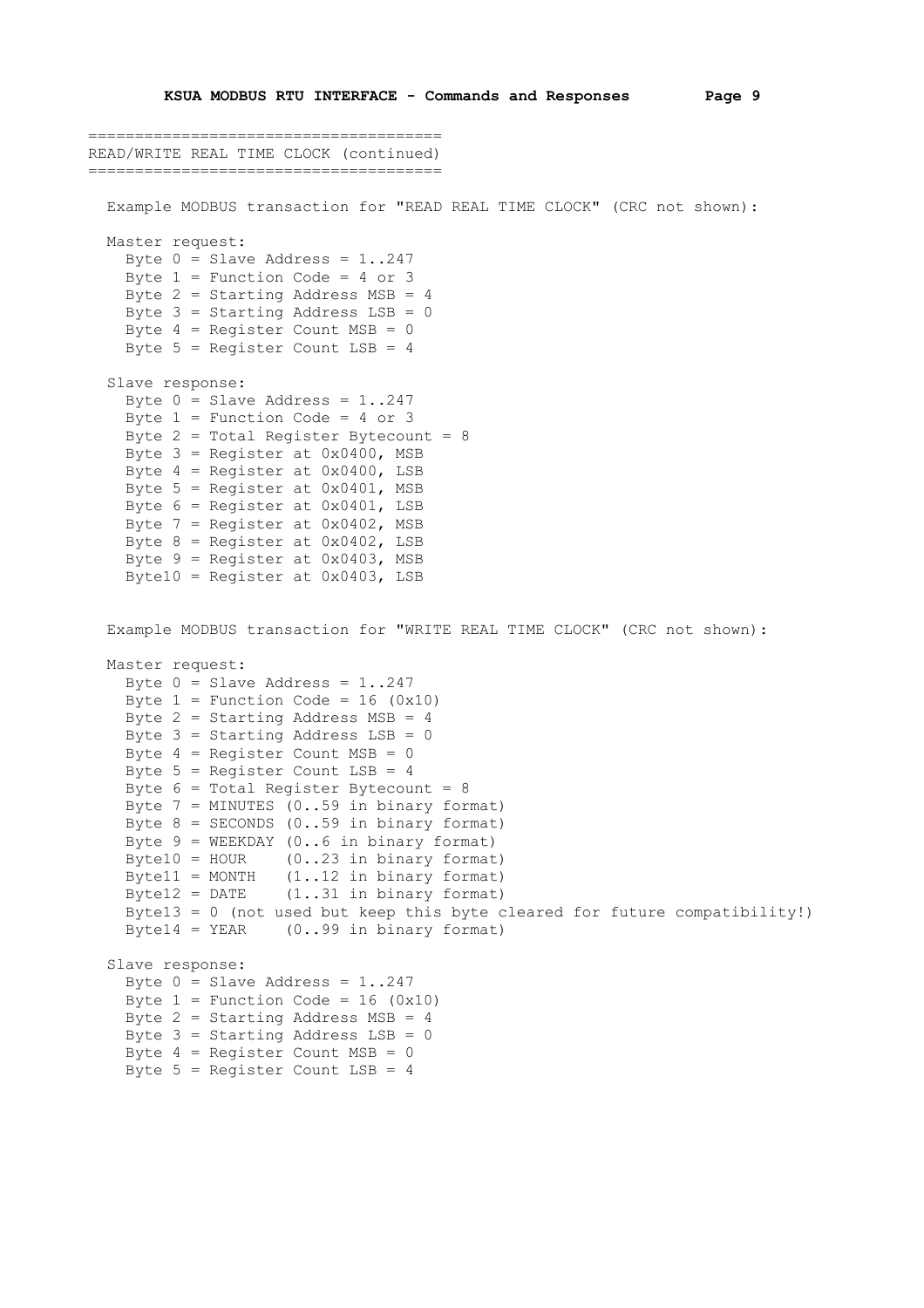## READ/WRITE REAL TIME CLOCK (continued)

Example MODBUS transaction for "READ REAL TIME CLOCK" (CRC not shown):

```
Master request:
  Byte 0 = Slave Address = 1..247
  Byte 1 = Function Code = 4 or 3
  Byte 2 = Starting Address MSB = 4
  Byte 3 = Starting Address LSB = 0
  Byte 4 = Register Count MSB = 0
  Byte 5 = Register Count LSB = 4

Slave response:
  Byte 0 = Slave Address = 1..247
  Byte 1 = Function Code = 4 or 3
  Byte 2 = Total Register Bytecount = 8
  Byte 3 = Register at 0x0400, MSB
  Byte 4 = Register at 0x0400, LSB
  Byte 5 = Register at 0x0401, MSB
  Byte 6 = Register at 0x0401, LSB
  Byte 7 = Register at 0x0402, MSB
  Byte 8 = Register at 0x0402, LSB
  Byte 9 = Register at 0x0403, MSB
  Byte10 = Register at 0x0403, LSB
```

Example MODBUS transaction for "WRITE REAL TIME CLOCK" (CRC not shown):

```
Master request:
  Byte 0 = Slave Address = 1..247
  Byte 1 = Function Code = 16 (0x10)
  Byte 2 = Starting Address MSB = 4
  Byte 3 = Starting Address LSB = 0
  Byte 4 = Register Count MSB = 0
  Byte 5 = Register Count LSB = 4
  Byte 6 = Total Register Bytecount = 8
  Byte 7 = MINUTES (0..59 in binary format)
  Byte 8 = SECONDS (0..59 in binary format)
  Byte 9 = WEEKDAY (0..6 in binary format)
  Byte10 = HOUR    (0..23 in binary format)
  Byte11 = MONTH   (1..12 in binary format)
  Byte12 = DATE    (1..31 in binary format)
  Byte13 = 0 (not used but keep this byte cleared for future compatibility!)
  Byte14 = YEAR    (0..99 in binary format)

Slave response:
  Byte 0 = Slave Address = 1..247
  Byte 1 = Function Code = 16 (0x10)
  Byte 2 = Starting Address MSB = 4
  Byte 3 = Starting Address LSB = 0
  Byte 4 = Register Count MSB = 0
  Byte 5 = Register Count LSB = 4
```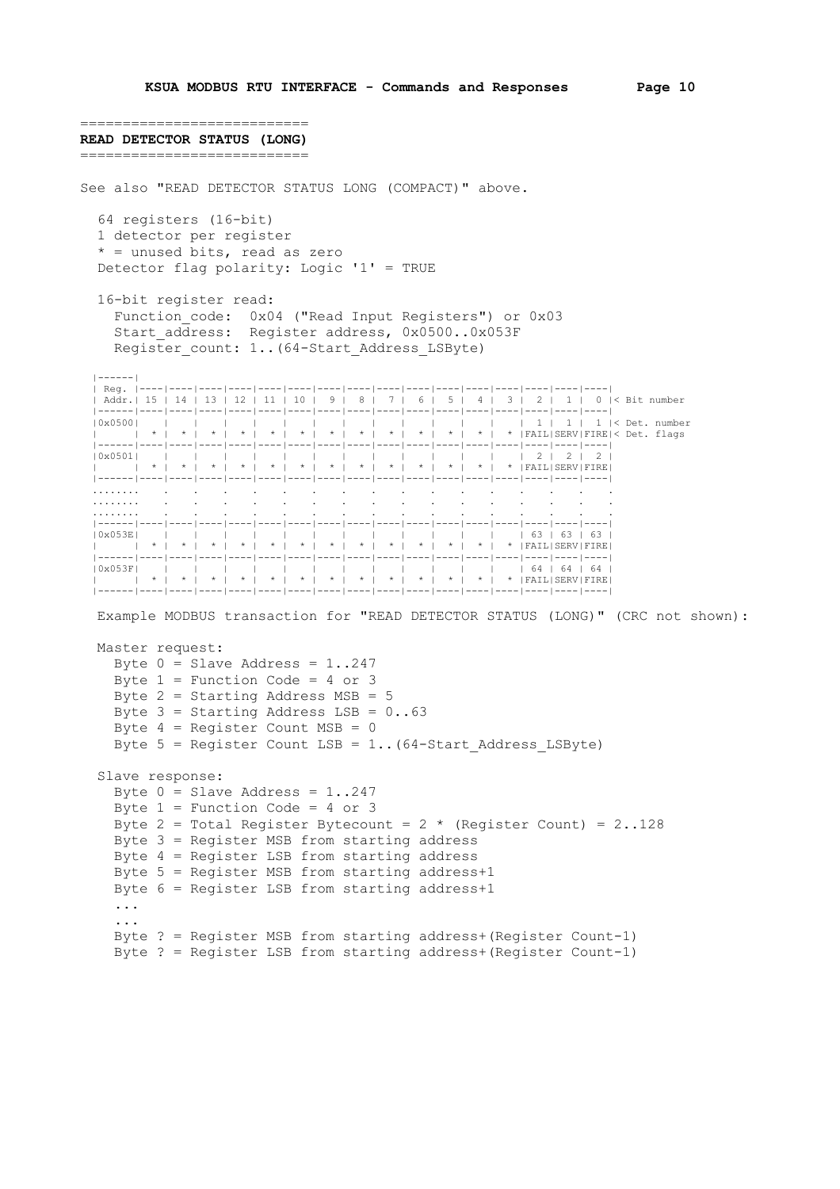## READ DETECTOR STATUS (LONG)

See also "READ DETECTOR STATUS LONG (COMPACT)" above.

64 registers (16-bit)
1 detector per register
* = unused bits, read as zero
Detector flag polarity: Logic '1' = TRUE

16-bit register read:
  Function_code:  0x04 ("Read Input Registers") or 0x03
  Start_address:  Register address, 0x0500..0x053F
  Register_count: 1..(64-Start_Address_LSByte)

| Reg. Addr. | 15 | 14 | 13 | 12 | 11 | 10 | 9 | 8 | 7 | 6 | 5 | 4 | 3 | 2 | 1 | 0 | < Bit number |
|---|---|---|---|---|---|---|---|---|---|---|---|---|---|---|---|---|---|
| 0x0500 | | | | | | | | | | | | | | 1 | 1 | 1 | < Det. number |
| | * | * | * | * | * | * | * | * | * | * | * | * | * | FAIL | SERV | FIRE | < Det. flags |
| 0x0501 | | | | | | | | | | | | | | 2 | 2 | 2 | |
| | * | * | * | * | * | * | * | * | * | * | * | * | * | FAIL | SERV | FIRE | |
| ........ | . | . | . | . | . | . | . | . | . | . | . | . | . | . | . | . | |
| ........ | . | . | . | . | . | . | . | . | . | . | . | . | . | . | . | . | |
| ........ | . | . | . | . | . | . | . | . | . | . | . | . | . | . | . | . | |
| 0x053E | | | | | | | | | | | | | | 63 | 63 | 63 | |
| | * | * | * | * | * | * | * | * | * | * | * | * | * | FAIL | SERV | FIRE | |
| 0x053F | | | | | | | | | | | | | | 64 | 64 | 64 | |
| | * | * | * | * | * | * | * | * | * | * | * | * | * | FAIL | SERV | FIRE | |

Example MODBUS transaction for "READ DETECTOR STATUS (LONG)" (CRC not shown):

Master request:
  Byte 0 = Slave Address = 1..247
  Byte 1 = Function Code = 4 or 3
  Byte 2 = Starting Address MSB = 5
  Byte 3 = Starting Address LSB = 0..63
  Byte 4 = Register Count MSB = 0
  Byte 5 = Register Count LSB = 1..(64-Start_Address_LSByte)

Slave response:
  Byte 0 = Slave Address = 1..247
  Byte 1 = Function Code = 4 or 3
  Byte 2 = Total Register Bytecount = 2 * (Register Count) = 2..128
  Byte 3 = Register MSB from starting address
  Byte 4 = Register LSB from starting address
  Byte 5 = Register MSB from starting address+1
  Byte 6 = Register LSB from starting address+1
  ...
  ...
  Byte ? = Register MSB from starting address+(Register Count-1)
  Byte ? = Register LSB from starting address+(Register Count-1)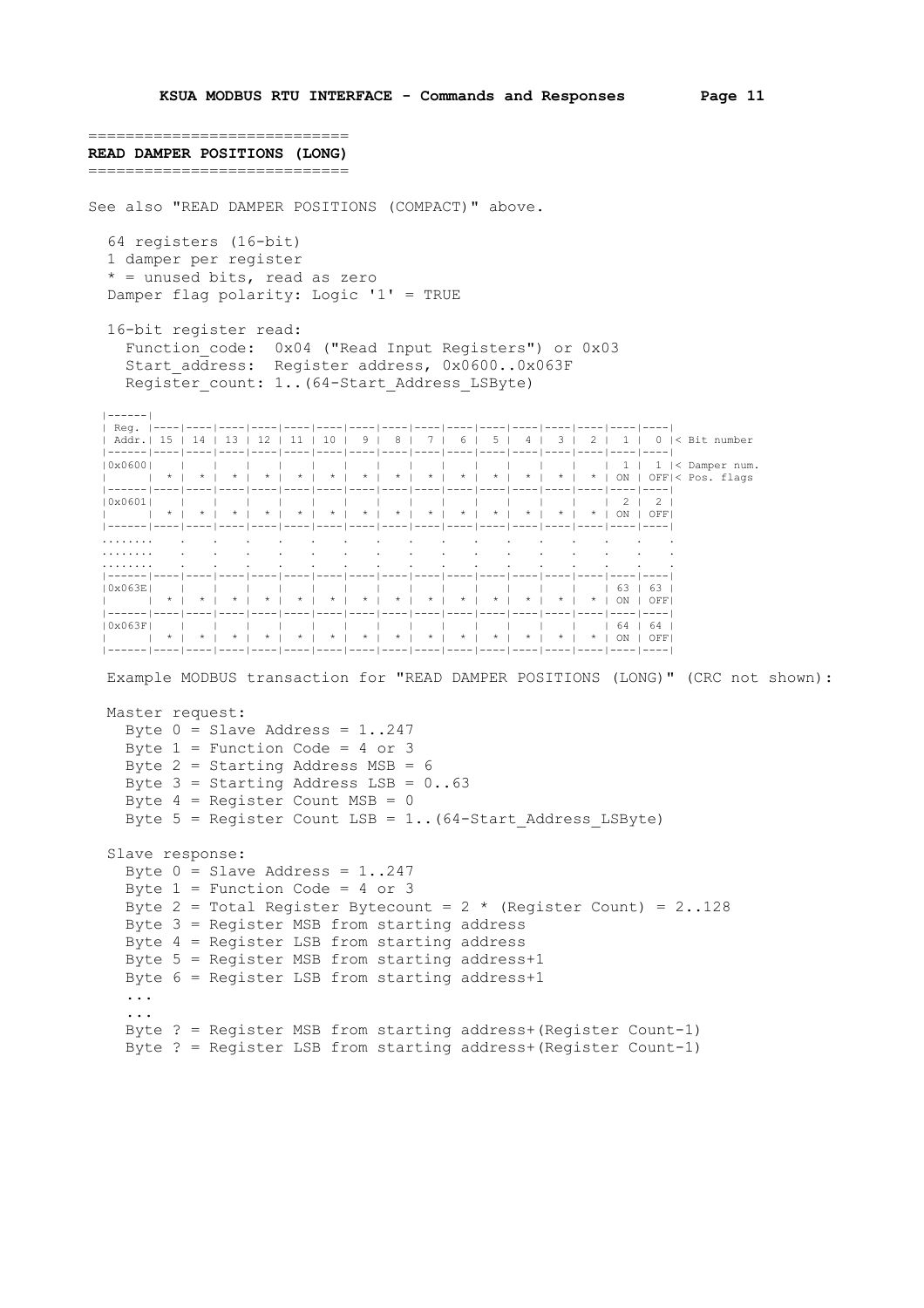## READ DAMPER POSITIONS (LONG)

See also "READ DAMPER POSITIONS (COMPACT)" above.

64 registers (16-bit)
1 damper per register
* = unused bits, read as zero
Damper flag polarity: Logic '1' = TRUE

16-bit register read:
  Function_code:  0x04 ("Read Input Registers") or 0x03
  Start_address:  Register address, 0x0600..0x063F
  Register_count: 1..(64-Start_Address_LSByte)

| Reg. Addr. | 15 | 14 | 13 | 12 | 11 | 10 | 9 | 8 | 7 | 6 | 5 | 4 | 3 | 2 | 1 | 0 | < Bit number |
|---|---|---|---|---|---|---|---|---|---|---|---|---|---|---|---|---|---|
| 0x0600 | * | * | * | * | * | * | * | * | * | * | * | * | * | * | 1 ON | 1 OFF | < Damper num. < Pos. flags |
| 0x0601 | * | * | * | * | * | * | * | * | * | * | * | * | * | * | 2 ON | 2 OFF | |
| ........ | . | . | . | . | . | . | . | . | . | . | . | . | . | . | . | . | |
| 0x063E | * | * | * | * | * | * | * | * | * | * | * | * | * | * | 63 ON | 63 OFF | |
| 0x063F | * | * | * | * | * | * | * | * | * | * | * | * | * | * | 64 ON | 64 OFF | |

Example MODBUS transaction for "READ DAMPER POSITIONS (LONG)" (CRC not shown):

Master request:
  Byte 0 = Slave Address = 1..247
  Byte 1 = Function Code = 4 or 3
  Byte 2 = Starting Address MSB = 6
  Byte 3 = Starting Address LSB = 0..63
  Byte 4 = Register Count MSB = 0
  Byte 5 = Register Count LSB = 1..(64-Start_Address_LSByte)

Slave response:
  Byte 0 = Slave Address = 1..247
  Byte 1 = Function Code = 4 or 3
  Byte 2 = Total Register Bytecount = 2 * (Register Count) = 2..128
  Byte 3 = Register MSB from starting address
  Byte 4 = Register LSB from starting address
  Byte 5 = Register MSB from starting address+1
  Byte 6 = Register LSB from starting address+1
  ...
  ...
  Byte ? = Register MSB from starting address+(Register Count-1)
  Byte ? = Register LSB from starting address+(Register Count-1)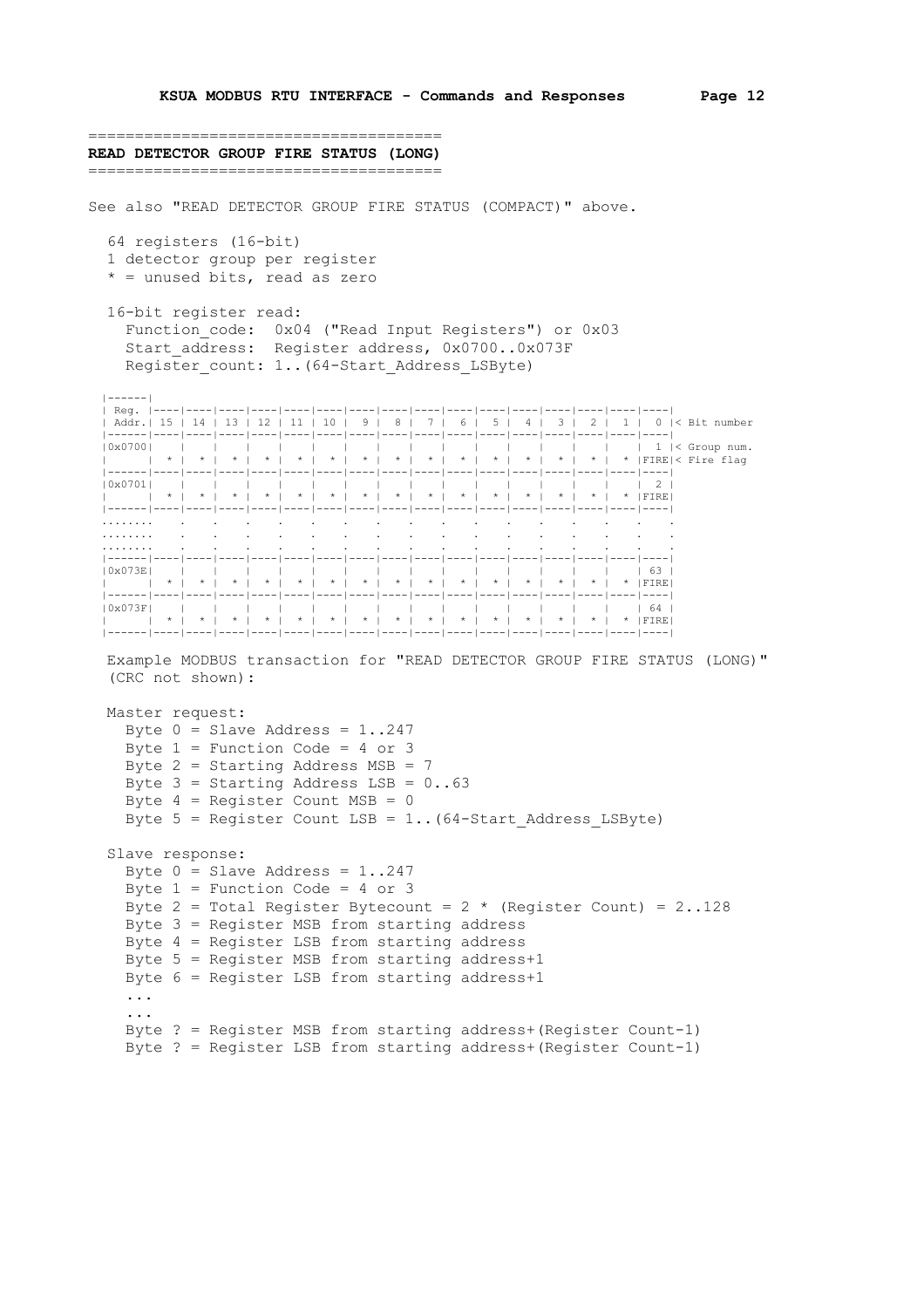## READ DETECTOR GROUP FIRE STATUS (LONG)

See also "READ DETECTOR GROUP FIRE STATUS (COMPACT)" above.

64 registers (16-bit)
1 detector group per register
* = unused bits, read as zero

16-bit register read:
  Function_code:  0x04 ("Read Input Registers") or 0x03
  Start_address:  Register address, 0x0700..0x073F
  Register_count: 1..(64-Start_Address_LSByte)

| Reg. Addr. | 15 | 14 | 13 | 12 | 11 | 10 | 9 | 8 | 7 | 6 | 5 | 4 | 3 | 2 | 1 | 0 | < Bit number |
|---|---|---|---|---|---|---|---|---|---|---|---|---|---|---|---|---|---|
| 0x0700 | | | | | | | | | | | | | | | | 1 | < Group num. |
| | * | * | * | * | * | * | * | * | * | * | * | * | * | * | * | FIRE | < Fire flag |
| 0x0701 | | | | | | | | | | | | | | | | 2 | |
| | * | * | * | * | * | * | * | * | * | * | * | * | * | * | * | FIRE | |
| ........ | . | . | . | . | . | . | . | . | . | . | . | . | . | . | . | . | |
| ........ | . | . | . | . | . | . | . | . | . | . | . | . | . | . | . | . | |
| ........ | . | . | . | . | . | . | . | . | . | . | . | . | . | . | . | . | |
| 0x073E | | | | | | | | | | | | | | | | 63 | |
| | * | * | * | * | * | * | * | * | * | * | * | * | * | * | * | FIRE | |
| 0x073F | | | | | | | | | | | | | | | | 64 | |
| | * | * | * | * | * | * | * | * | * | * | * | * | * | * | * | FIRE | |

Example MODBUS transaction for "READ DETECTOR GROUP FIRE STATUS (LONG)" (CRC not shown):

Master request:
  Byte 0 = Slave Address = 1..247
  Byte 1 = Function Code = 4 or 3
  Byte 2 = Starting Address MSB = 7
  Byte 3 = Starting Address LSB = 0..63
  Byte 4 = Register Count MSB = 0
  Byte 5 = Register Count LSB = 1..(64-Start_Address_LSByte)

Slave response:
  Byte 0 = Slave Address = 1..247
  Byte 1 = Function Code = 4 or 3
  Byte 2 = Total Register Bytecount = 2 * (Register Count) = 2..128
  Byte 3 = Register MSB from starting address
  Byte 4 = Register LSB from starting address
  Byte 5 = Register MSB from starting address+1
  Byte 6 = Register LSB from starting address+1
  ...
  ...
  Byte ? = Register MSB from starting address+(Register Count-1)
  Byte ? = Register LSB from starting address+(Register Count-1)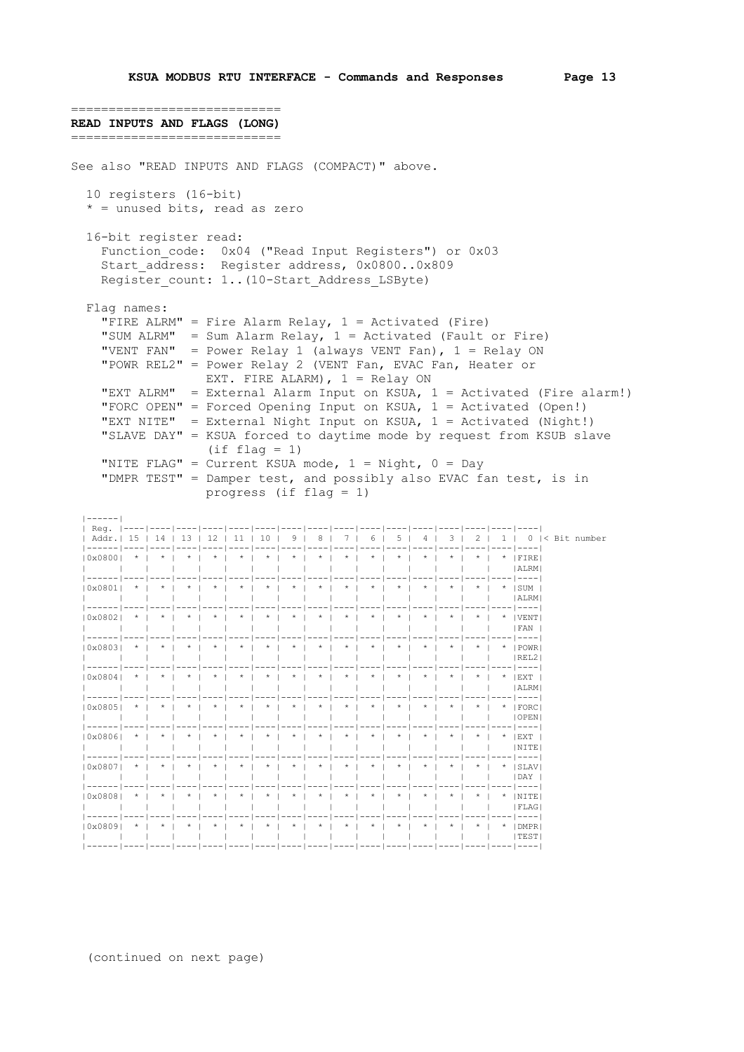## READ INPUTS AND FLAGS (LONG)

See also "READ INPUTS AND FLAGS (COMPACT)" above.

10 registers (16-bit)
* = unused bits, read as zero

16-bit register read:
  Function_code:  0x04 ("Read Input Registers") or 0x03
  Start_address:  Register address, 0x0800..0x809
  Register_count: 1..(10-Start_Address_LSByte)

Flag names:

- "FIRE ALRM" = Fire Alarm Relay, 1 = Activated (Fire)
- "SUM ALRM"  = Sum Alarm Relay, 1 = Activated (Fault or Fire)
- "VENT FAN"  = Power Relay 1 (always VENT Fan), 1 = Relay ON
- "POWR REL2" = Power Relay 2 (VENT Fan, EVAC Fan, Heater or EXT. FIRE ALARM), 1 = Relay ON
- "EXT ALRM"  = External Alarm Input on KSUA, 1 = Activated (Fire alarm!)
- "FORC OPEN" = Forced Opening Input on KSUA, 1 = Activated (Open!)
- "EXT NITE"  = External Night Input on KSUA, 1 = Activated (Night!)
- "SLAVE DAY" = KSUA forced to daytime mode by request from KSUB slave (if flag = 1)
- "NITE FLAG" = Current KSUA mode, 1 = Night, 0 = Day
- "DMPR TEST" = Damper test, and possibly also EVAC fan test, is in progress (if flag = 1)

| Reg. Addr. | 15 | 14 | 13 | 12 | 11 | 10 | 9 | 8 | 7 | 6 | 5 | 4 | 3 | 2 | 1 | 0 |
|---|---|---|---|---|---|---|---|---|---|---|---|---|---|---|---|---|
| 0x0800 | * | * | * | * | * | * | * | * | * | * | * | * | * | * | * | FIRE ALRM |
| 0x0801 | * | * | * | * | * | * | * | * | * | * | * | * | * | * | * | SUM ALRM |
| 0x0802 | * | * | * | * | * | * | * | * | * | * | * | * | * | * | * | VENT FAN |
| 0x0803 | * | * | * | * | * | * | * | * | * | * | * | * | * | * | * | POWR REL2 |
| 0x0804 | * | * | * | * | * | * | * | * | * | * | * | * | * | * | * | EXT ALRM |
| 0x0805 | * | * | * | * | * | * | * | * | * | * | * | * | * | * | * | FORC OPEN |
| 0x0806 | * | * | * | * | * | * | * | * | * | * | * | * | * | * | * | EXT NITE |
| 0x0807 | * | * | * | * | * | * | * | * | * | * | * | * | * | * | * | SLAV DAY |
| 0x0808 | * | * | * | * | * | * | * | * | * | * | * | * | * | * | * | NITE FLAG |
| 0x0809 | * | * | * | * | * | * | * | * | * | * | * | * | * | * | * | DMPR TEST |

(< Bit number)

(continued on next page)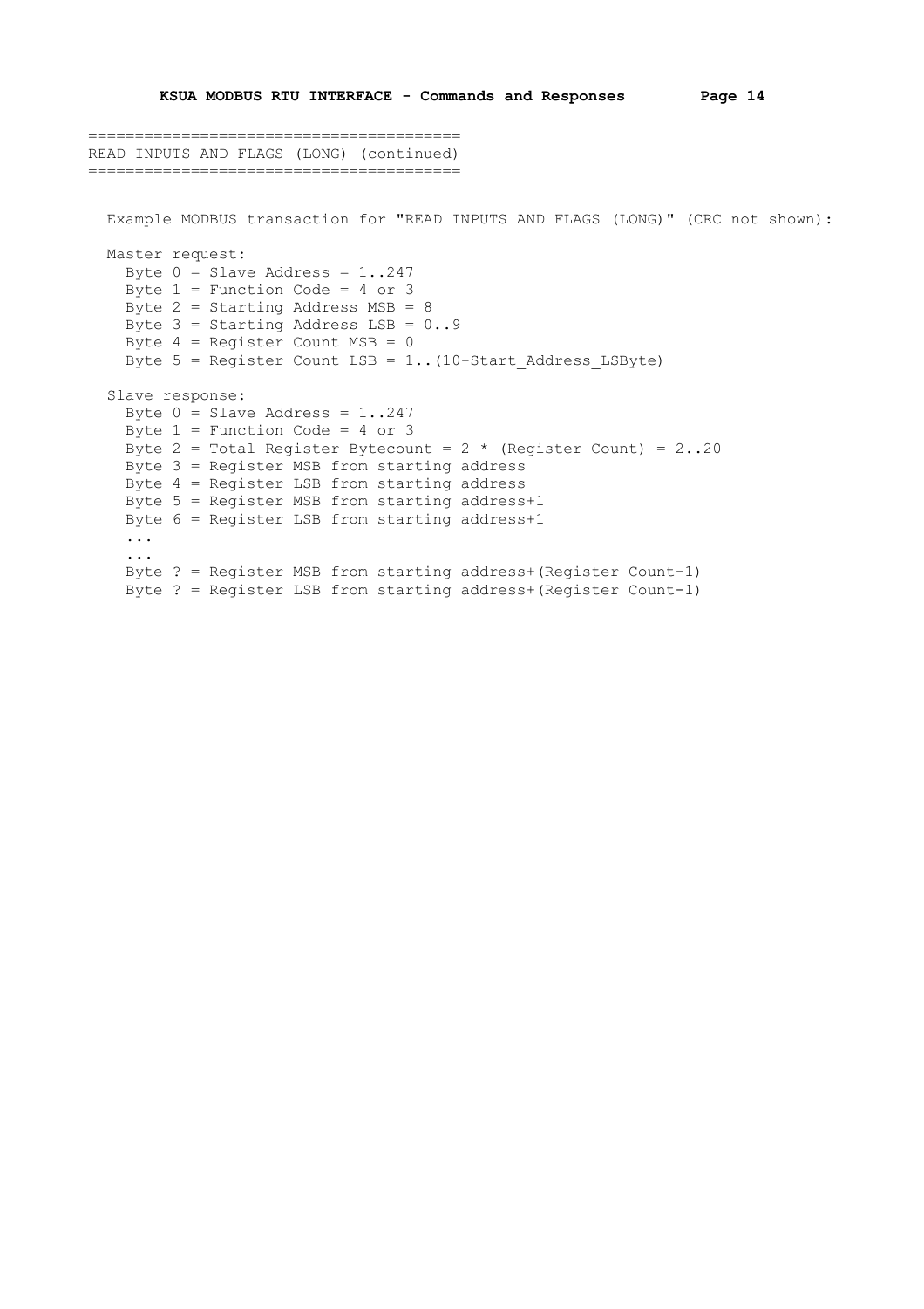## READ INPUTS AND FLAGS (LONG) (continued)

Example MODBUS transaction for "READ INPUTS AND FLAGS (LONG)" (CRC not shown):

Master request:

```
Byte 0 = Slave Address = 1..247
Byte 1 = Function Code = 4 or 3
Byte 2 = Starting Address MSB = 8
Byte 3 = Starting Address LSB = 0..9
Byte 4 = Register Count MSB = 0
Byte 5 = Register Count LSB = 1..(10-Start_Address_LSByte)
```

Slave response:

```
Byte 0 = Slave Address = 1..247
Byte 1 = Function Code = 4 or 3
Byte 2 = Total Register Bytecount = 2 * (Register Count) = 2..20
Byte 3 = Register MSB from starting address
Byte 4 = Register LSB from starting address
Byte 5 = Register MSB from starting address+1
Byte 6 = Register LSB from starting address+1
...
...
Byte ? = Register MSB from starting address+(Register Count-1)
Byte ? = Register LSB from starting address+(Register Count-1)
```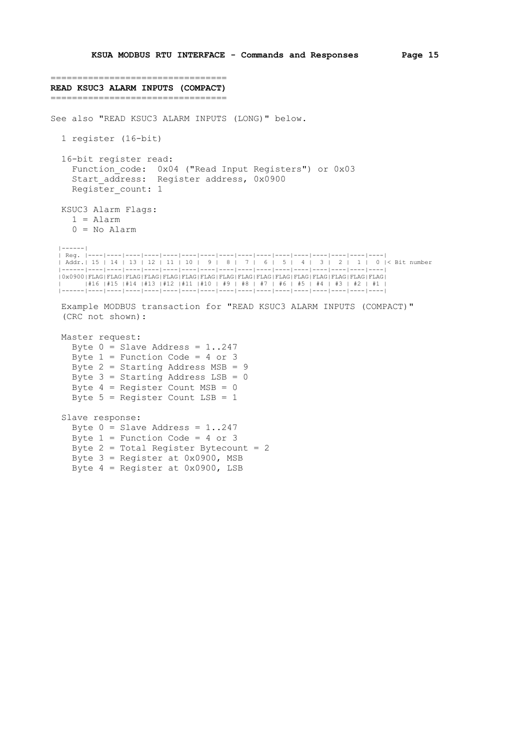## READ KSUC3 ALARM INPUTS (COMPACT)

See also "READ KSUC3 ALARM INPUTS (LONG)" below.

1 register (16-bit)

16-bit register read:
- Function_code: 0x04 ("Read Input Registers") or 0x03
- Start_address: Register address, 0x0900
- Register_count: 1

KSUC3 Alarm Flags:
- 1 = Alarm
- 0 = No Alarm

| Reg. Addr. | 15 | 14 | 13 | 12 | 11 | 10 | 9 | 8 | 7 | 6 | 5 | 4 | 3 | 2 | 1 | 0 < Bit number |
|---|---|---|---|---|---|---|---|---|---|---|---|---|---|---|---|---|
| 0x0900 | FLAG #16 | FLAG #15 | FLAG #14 | FLAG #13 | FLAG #12 | FLAG #11 | FLAG #10 | FLAG #9 | FLAG #8 | FLAG #7 | FLAG #6 | FLAG #5 | FLAG #4 | FLAG #3 | FLAG #2 | FLAG #1 |

Example MODBUS transaction for "READ KSUC3 ALARM INPUTS (COMPACT)" (CRC not shown):

Master request:
- Byte 0 = Slave Address = 1..247
- Byte 1 = Function Code = 4 or 3
- Byte 2 = Starting Address MSB = 9
- Byte 3 = Starting Address LSB = 0
- Byte 4 = Register Count MSB = 0
- Byte 5 = Register Count LSB = 1

Slave response:
- Byte 0 = Slave Address = 1..247
- Byte 1 = Function Code = 4 or 3
- Byte 2 = Total Register Bytecount = 2
- Byte 3 = Register at 0x0900, MSB
- Byte 4 = Register at 0x0900, LSB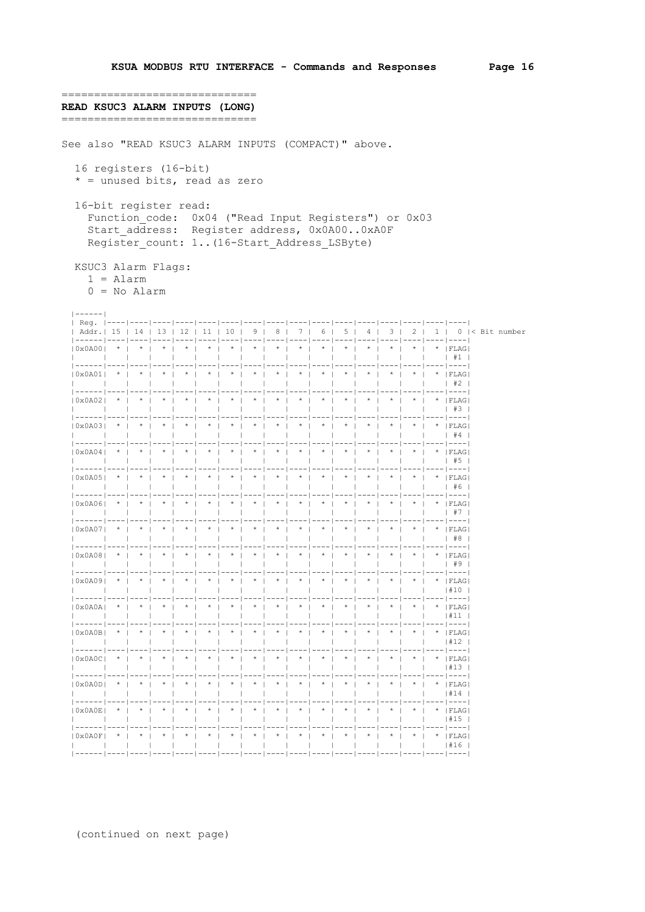## READ KSUC3 ALARM INPUTS (LONG)

See also "READ KSUC3 ALARM INPUTS (COMPACT)" above.

16 registers (16-bit)
* = unused bits, read as zero

16-bit register read:
Function_code: 0x04 ("Read Input Registers") or 0x03
Start_address: Register address, 0x0A00..0x0A0F
Register_count: 1..(16-Start_Address_LSByte)

KSUC3 Alarm Flags:
1 = Alarm
0 = No Alarm

| Reg. Addr. | 15 | 14 | 13 | 12 | 11 | 10 | 9 | 8 | 7 | 6 | 5 | 4 | 3 | 2 | 1 | 0 |
|---|---|---|---|---|---|---|---|---|---|---|---|---|---|---|---|---|
| 0x0A00 | * | * | * | * | * | * | * | * | * | * | * | * | * | * | * | FLAG #1 |
| 0x0A01 | * | * | * | * | * | * | * | * | * | * | * | * | * | * | * | FLAG #2 |
| 0x0A02 | * | * | * | * | * | * | * | * | * | * | * | * | * | * | * | FLAG #3 |
| 0x0A03 | * | * | * | * | * | * | * | * | * | * | * | * | * | * | * | FLAG #4 |
| 0x0A04 | * | * | * | * | * | * | * | * | * | * | * | * | * | * | * | FLAG #5 |
| 0x0A05 | * | * | * | * | * | * | * | * | * | * | * | * | * | * | * | FLAG #6 |
| 0x0A06 | * | * | * | * | * | * | * | * | * | * | * | * | * | * | * | FLAG #7 |
| 0x0A07 | * | * | * | * | * | * | * | * | * | * | * | * | * | * | * | FLAG #8 |
| 0x0A08 | * | * | * | * | * | * | * | * | * | * | * | * | * | * | * | FLAG #9 |
| 0x0A09 | * | * | * | * | * | * | * | * | * | * | * | * | * | * | * | FLAG #10 |
| 0x0A0A | * | * | * | * | * | * | * | * | * | * | * | * | * | * | * | FLAG #11 |
| 0x0A0B | * | * | * | * | * | * | * | * | * | * | * | * | * | * | * | FLAG #12 |
| 0x0A0C | * | * | * | * | * | * | * | * | * | * | * | * | * | * | * | FLAG #13 |
| 0x0A0D | * | * | * | * | * | * | * | * | * | * | * | * | * | * | * | FLAG #14 |
| 0x0A0E | * | * | * | * | * | * | * | * | * | * | * | * | * | * | * | FLAG #15 |
| 0x0A0F | * | * | * | * | * | * | * | * | * | * | * | * | * | * | * | FLAG #16 |

< Bit number

(continued on next page)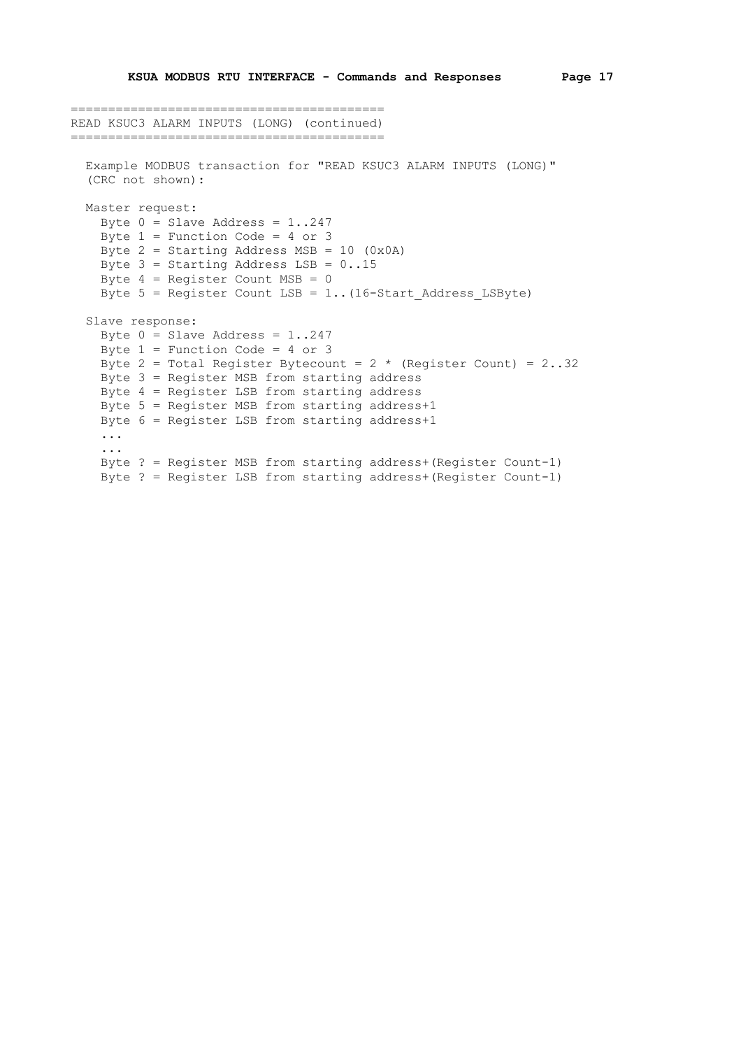```
=========================================
READ KSUC3 ALARM INPUTS (LONG) (continued)
=========================================

  Example MODBUS transaction for "READ KSUC3 ALARM INPUTS (LONG)"
  (CRC not shown):

  Master request:
    Byte 0 = Slave Address = 1..247
    Byte 1 = Function Code = 4 or 3
    Byte 2 = Starting Address MSB = 10 (0x0A)
    Byte 3 = Starting Address LSB = 0..15
    Byte 4 = Register Count MSB = 0
    Byte 5 = Register Count LSB = 1..(16-Start_Address_LSByte)

  Slave response:
    Byte 0 = Slave Address = 1..247
    Byte 1 = Function Code = 4 or 3
    Byte 2 = Total Register Bytecount = 2 * (Register Count) = 2..32
    Byte 3 = Register MSB from starting address
    Byte 4 = Register LSB from starting address
    Byte 5 = Register MSB from starting address+1
    Byte 6 = Register LSB from starting address+1
    ...
    ...
    Byte ? = Register MSB from starting address+(Register Count-1)
    Byte ? = Register LSB from starting address+(Register Count-1)
```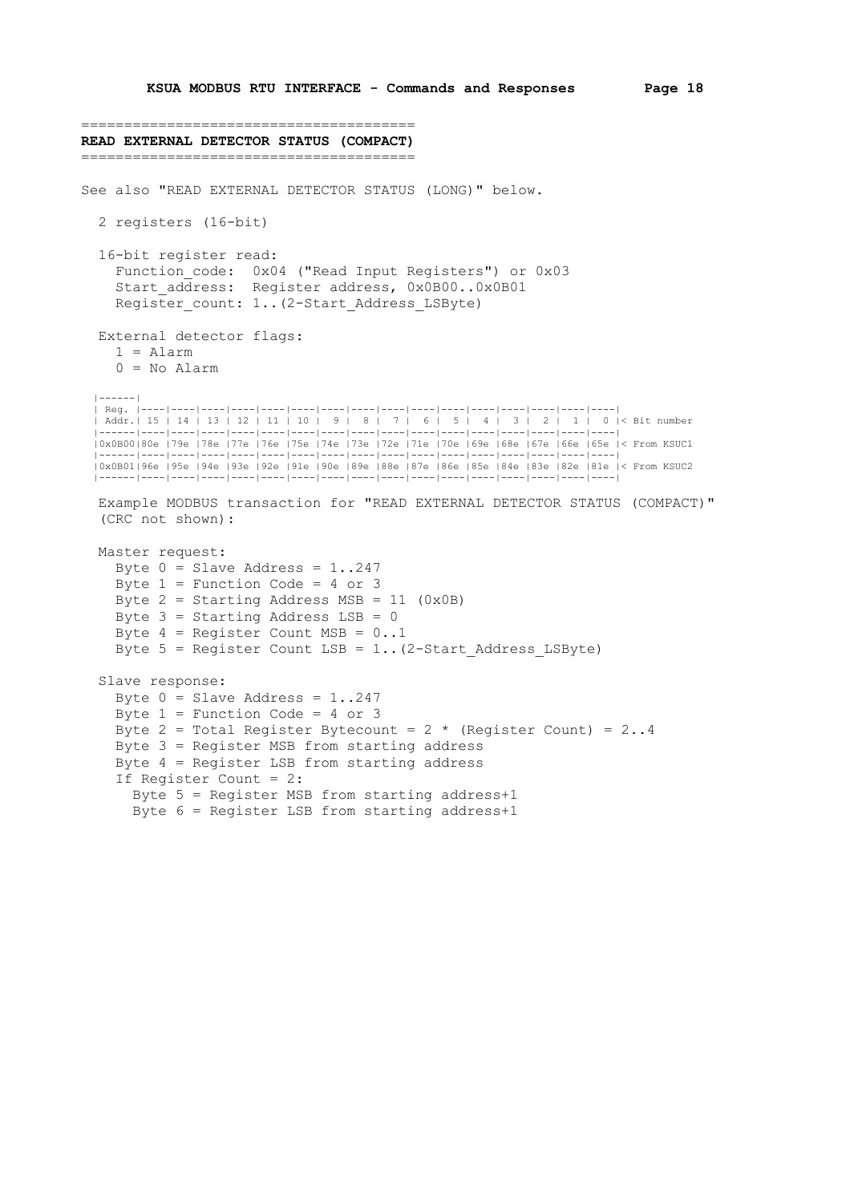## READ EXTERNAL DETECTOR STATUS (COMPACT)

See also "READ EXTERNAL DETECTOR STATUS (LONG)" below.

2 registers (16-bit)

16-bit register read:
- Function_code: 0x04 ("Read Input Registers") or 0x03
- Start_address: Register address, 0x0B00..0x0B01
- Register_count: 1..(2-Start_Address_LSByte)

External detector flags:
- 1 = Alarm
- 0 = No Alarm

| Reg. Addr. | 15 | 14 | 13 | 12 | 11 | 10 | 9 | 8 | 7 | 6 | 5 | 4 | 3 | 2 | 1 | 0 | < Bit number |
|---|---|---|---|---|---|---|---|---|---|---|---|---|---|---|---|---|---|
| 0x0B00 | 80e | 79e | 78e | 77e | 76e | 75e | 74e | 73e | 72e | 71e | 70e | 69e | 68e | 67e | 66e | 65e | < From KSUC1 |
| 0x0B01 | 96e | 95e | 94e | 93e | 92e | 91e | 90e | 89e | 88e | 87e | 86e | 85e | 84e | 83e | 82e | 81e | < From KSUC2 |

Example MODBUS transaction for "READ EXTERNAL DETECTOR STATUS (COMPACT)" (CRC not shown):

Master request:
- Byte 0 = Slave Address = 1..247
- Byte 1 = Function Code = 4 or 3
- Byte 2 = Starting Address MSB = 11 (0x0B)
- Byte 3 = Starting Address LSB = 0
- Byte 4 = Register Count MSB = 0..1
- Byte 5 = Register Count LSB = 1..(2-Start_Address_LSByte)

Slave response:
- Byte 0 = Slave Address = 1..247
- Byte 1 = Function Code = 4 or 3
- Byte 2 = Total Register Bytecount = 2 * (Register Count) = 2..4
- Byte 3 = Register MSB from starting address
- Byte 4 = Register LSB from starting address
- If Register Count = 2:
  - Byte 5 = Register MSB from starting address+1
  - Byte 6 = Register LSB from starting address+1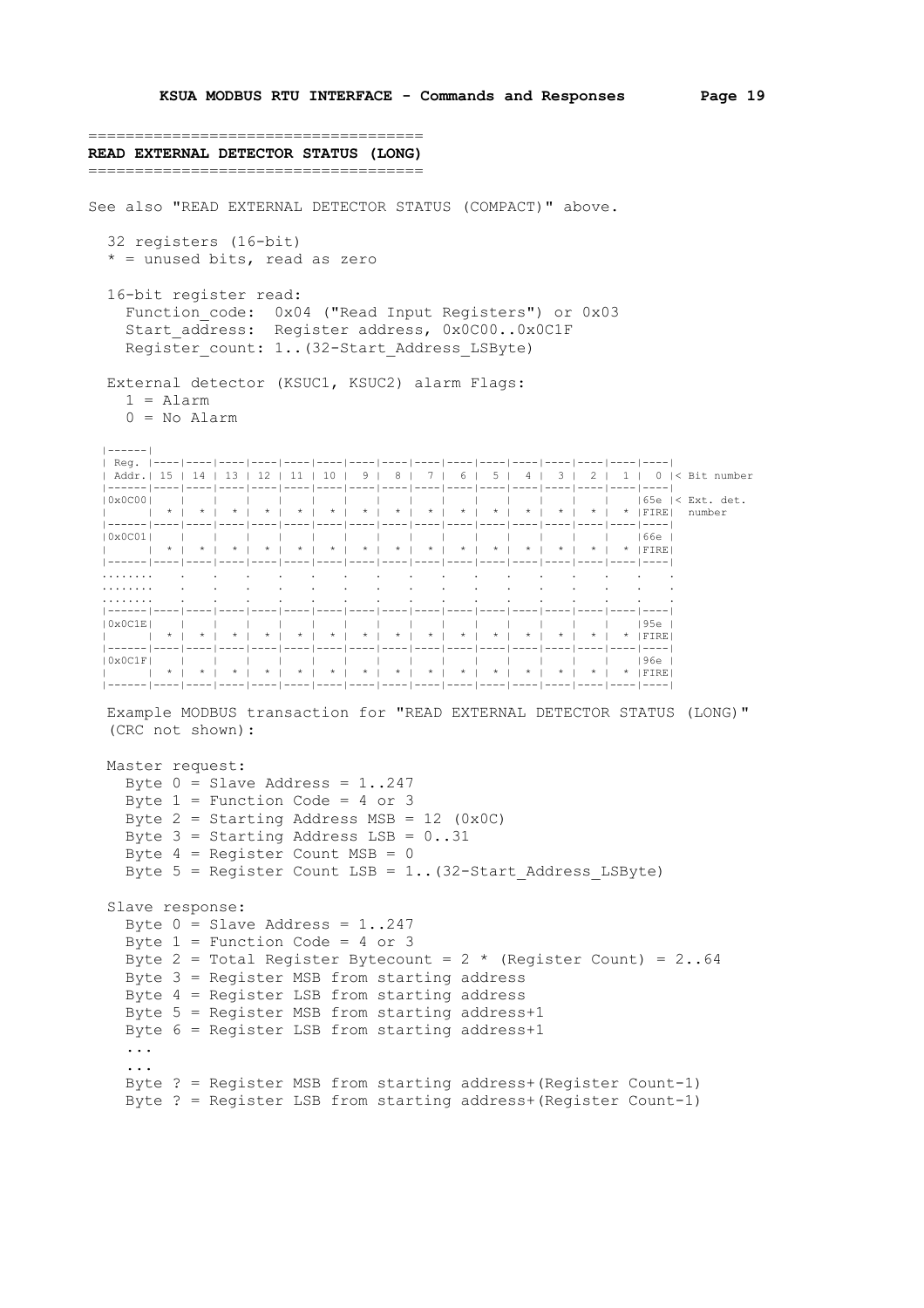## READ EXTERNAL DETECTOR STATUS (LONG)

See also "READ EXTERNAL DETECTOR STATUS (COMPACT)" above.

32 registers (16-bit)
* = unused bits, read as zero

16-bit register read:
Function_code: 0x04 ("Read Input Registers") or 0x03
Start_address: Register address, 0x0C00..0x0C1F
Register_count: 1..(32-Start_Address_LSByte)

External detector (KSUC1, KSUC2) alarm Flags:
1 = Alarm
0 = No Alarm

| Reg. Addr. | 15 | 14 | 13 | 12 | 11 | 10 | 9 | 8 | 7 | 6 | 5 | 4 | 3 | 2 | 1 | 0 | < Bit number |
|---|---|---|---|---|---|---|---|---|---|---|---|---|---|---|---|---|---|
| 0x0C00 | * | * | * | * | * | * | * | * | * | * | * | * | * | * | * | 65e FIRE | < Ext. det. number |
| 0x0C01 | * | * | * | * | * | * | * | * | * | * | * | * | * | * | * | 66e FIRE | |
| ........ | . | . | . | . | . | . | . | . | . | . | . | . | . | . | . | . | |
| 0x0C1E | * | * | * | * | * | * | * | * | * | * | * | * | * | * | * | 95e FIRE | |
| 0x0C1F | * | * | * | * | * | * | * | * | * | * | * | * | * | * | * | 96e FIRE | |

Example MODBUS transaction for "READ EXTERNAL DETECTOR STATUS (LONG)" (CRC not shown):

Master request:
Byte 0 = Slave Address = 1..247
Byte 1 = Function Code = 4 or 3
Byte 2 = Starting Address MSB = 12 (0x0C)
Byte 3 = Starting Address LSB = 0..31
Byte 4 = Register Count MSB = 0
Byte 5 = Register Count LSB = 1..(32-Start_Address_LSByte)

Slave response:
Byte 0 = Slave Address = 1..247
Byte 1 = Function Code = 4 or 3
Byte 2 = Total Register Bytecount = 2 * (Register Count) = 2..64
Byte 3 = Register MSB from starting address
Byte 4 = Register LSB from starting address
Byte 5 = Register MSB from starting address+1
Byte 6 = Register LSB from starting address+1
...
...
Byte ? = Register MSB from starting address+(Register Count-1)
Byte ? = Register LSB from starting address+(Register Count-1)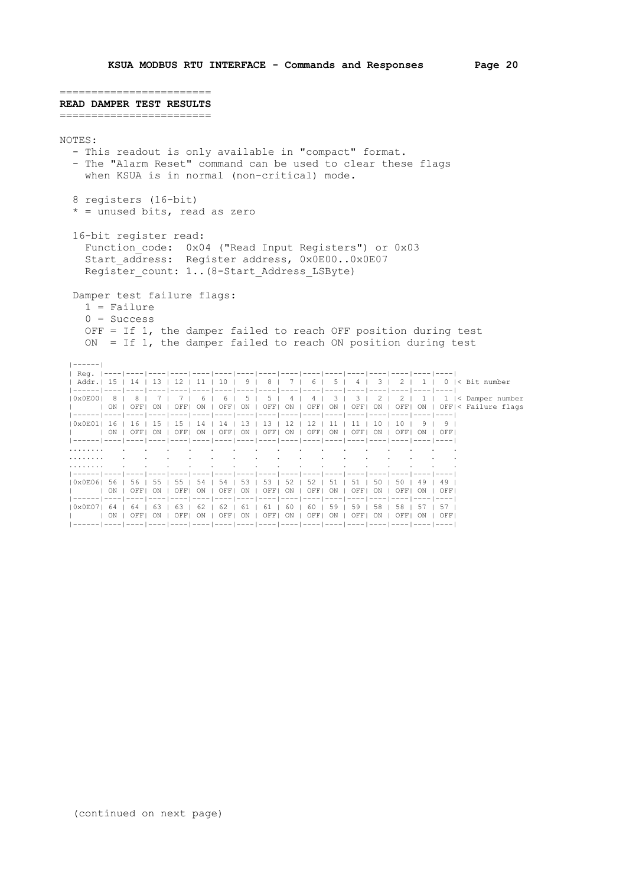## READ DAMPER TEST RESULTS

NOTES:

- This readout is only available in "compact" format.
- The "Alarm Reset" command can be used to clear these flags when KSUA is in normal (non-critical) mode.

8 registers (16-bit)
* = unused bits, read as zero

16-bit register read:
  Function_code:  0x04 ("Read Input Registers") or 0x03
  Start_address:  Register address, 0x0E00..0x0E07
  Register_count: 1..(8-Start_Address_LSByte)

Damper test failure flags:
  1 = Failure
  0 = Success
  OFF = If 1, the damper failed to reach OFF position during test
  ON  = If 1, the damper failed to reach ON position during test

| Reg. Addr. | 15 | 14 | 13 | 12 | 11 | 10 | 9 | 8 | 7 | 6 | 5 | 4 | 3 | 2 | 1 | 0 | < Bit number |
|---|---|---|---|---|---|---|---|---|---|---|---|---|---|---|---|---|---|
| 0x0E00 | 8 | 8 | 7 | 7 | 6 | 6 | 5 | 5 | 4 | 4 | 3 | 3 | 2 | 2 | 1 | 1 | < Damper number |
| | ON | OFF | ON | OFF | ON | OFF | ON | OFF | ON | OFF | ON | OFF | ON | OFF | ON | OFF | < Failure flags |
| 0x0E01 | 16 | 16 | 15 | 15 | 14 | 14 | 13 | 13 | 12 | 12 | 11 | 11 | 10 | 10 | 9 | 9 | |
| | ON | OFF | ON | OFF | ON | OFF | ON | OFF | ON | OFF | ON | OFF | ON | OFF | ON | OFF | |
| ........ | . | . | . | . | . | . | . | . | . | . | . | . | . | . | . | . | |
| ........ | . | . | . | . | . | . | . | . | . | . | . | . | . | . | . | . | |
| ........ | . | . | . | . | . | . | . | . | . | . | . | . | . | . | . | . | |
| 0x0E06 | 56 | 56 | 55 | 55 | 54 | 54 | 53 | 53 | 52 | 52 | 51 | 51 | 50 | 50 | 49 | 49 | |
| | ON | OFF | ON | OFF | ON | OFF | ON | OFF | ON | OFF | ON | OFF | ON | OFF | ON | OFF | |
| 0x0E07 | 64 | 64 | 63 | 63 | 62 | 62 | 61 | 61 | 60 | 60 | 59 | 59 | 58 | 58 | 57 | 57 | |
| | ON | OFF | ON | OFF | ON | OFF | ON | OFF | ON | OFF | ON | OFF | ON | OFF | ON | OFF | |

(continued on next page)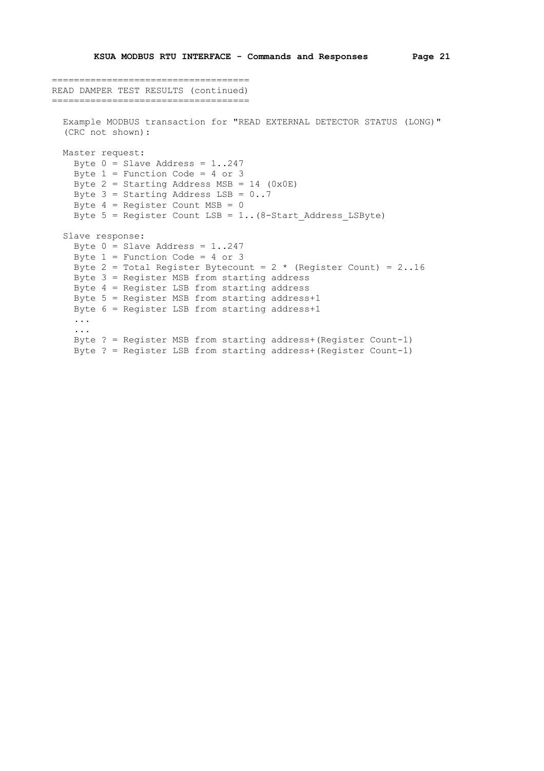## READ DAMPER TEST RESULTS (continued)

Example MODBUS transaction for "READ EXTERNAL DETECTOR STATUS (LONG)" (CRC not shown):

```
Master request:
  Byte 0 = Slave Address = 1..247
  Byte 1 = Function Code = 4 or 3
  Byte 2 = Starting Address MSB = 14 (0x0E)
  Byte 3 = Starting Address LSB = 0..7
  Byte 4 = Register Count MSB = 0
  Byte 5 = Register Count LSB = 1..(8-Start_Address_LSByte)

Slave response:
  Byte 0 = Slave Address = 1..247
  Byte 1 = Function Code = 4 or 3
  Byte 2 = Total Register Bytecount = 2 * (Register Count) = 2..16
  Byte 3 = Register MSB from starting address
  Byte 4 = Register LSB from starting address
  Byte 5 = Register MSB from starting address+1
  Byte 6 = Register LSB from starting address+1
  ...
  ...
  Byte ? = Register MSB from starting address+(Register Count-1)
  Byte ? = Register LSB from starting address+(Register Count-1)
```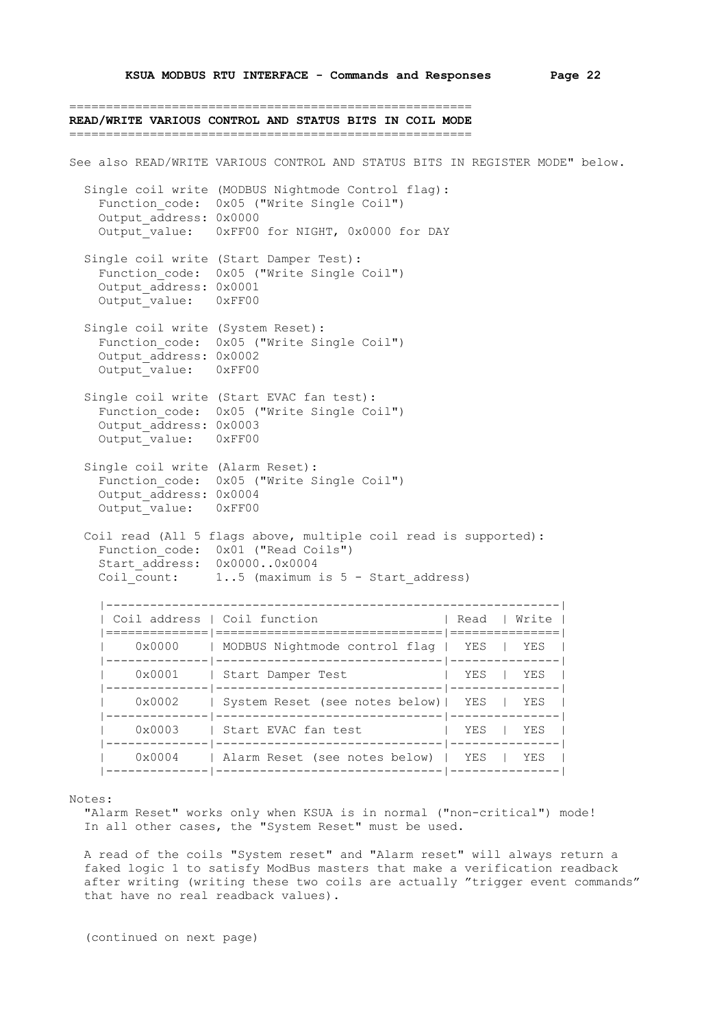## READ/WRITE VARIOUS CONTROL AND STATUS BITS IN COIL MODE

See also READ/WRITE VARIOUS CONTROL AND STATUS BITS IN REGISTER MODE" below.

Single coil write (MODBUS Nightmode Control flag):
- Function_code: 0x05 ("Write Single Coil")
- Output_address: 0x0000
- Output_value: 0xFF00 for NIGHT, 0x0000 for DAY

Single coil write (Start Damper Test):
- Function_code: 0x05 ("Write Single Coil")
- Output_address: 0x0001
- Output_value: 0xFF00

Single coil write (System Reset):
- Function_code: 0x05 ("Write Single Coil")
- Output_address: 0x0002
- Output_value: 0xFF00

Single coil write (Start EVAC fan test):
- Function_code: 0x05 ("Write Single Coil")
- Output_address: 0x0003
- Output_value: 0xFF00

Single coil write (Alarm Reset):
- Function_code: 0x05 ("Write Single Coil")
- Output_address: 0x0004
- Output_value: 0xFF00

Coil read (All 5 flags above, multiple coil read is supported):
- Function_code: 0x01 ("Read Coils")
- Start_address: 0x0000..0x0004
- Coil_count: 1..5 (maximum is 5 - Start_address)

| Coil address | Coil function | Read | Write |
|---|---|---|---|
| 0x0000 | MODBUS Nightmode control flag | YES | YES |
| 0x0001 | Start Damper Test | YES | YES |
| 0x0002 | System Reset (see notes below) | YES | YES |
| 0x0003 | Start EVAC fan test | YES | YES |
| 0x0004 | Alarm Reset (see notes below) | YES | YES |

Notes:

"Alarm Reset" works only when KSUA is in normal ("non-critical") mode! In all other cases, the "System Reset" must be used.

A read of the coils "System reset" and "Alarm reset" will always return a faked logic 1 to satisfy ModBus masters that make a verification readback after writing (writing these two coils are actually "trigger event commands" that have no real readback values).

(continued on next page)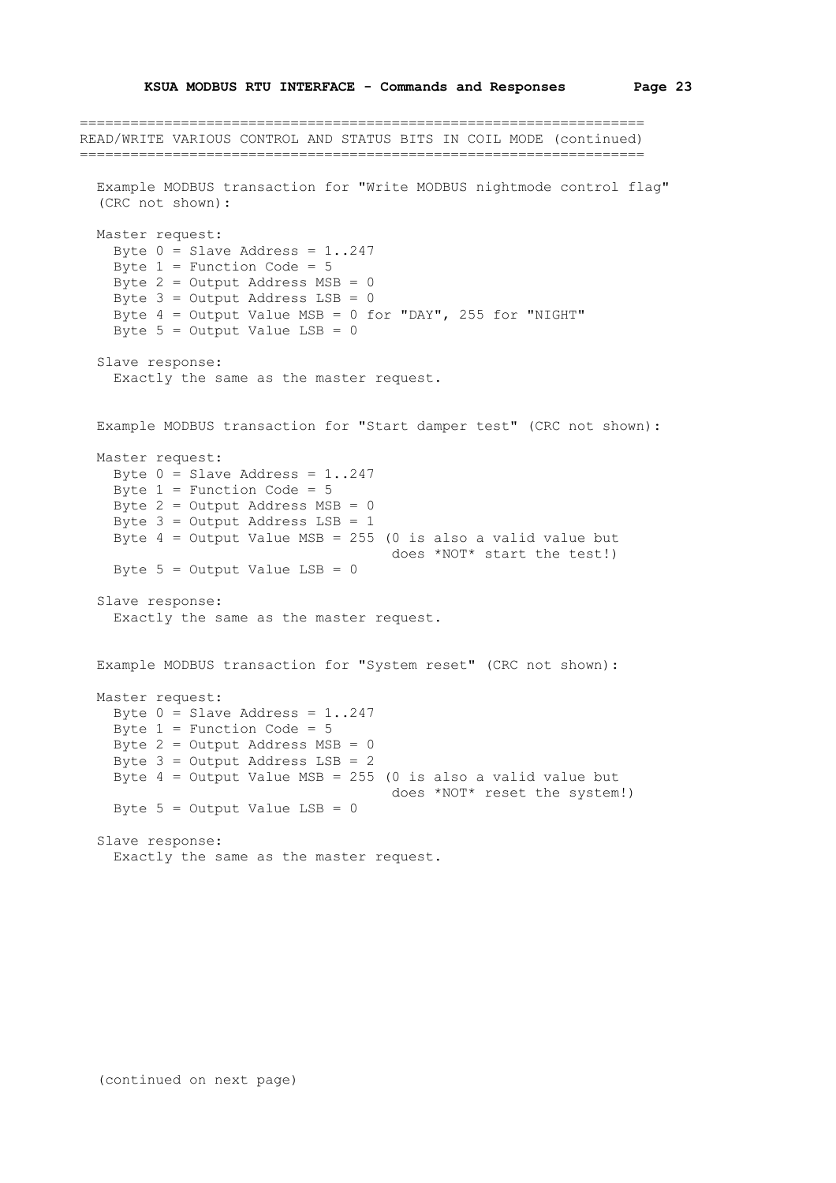## READ/WRITE VARIOUS CONTROL AND STATUS BITS IN COIL MODE (continued)

Example MODBUS transaction for "Write MODBUS nightmode control flag" (CRC not shown):

Master request:

```
Byte 0 = Slave Address = 1..247
Byte 1 = Function Code = 5
Byte 2 = Output Address MSB = 0
Byte 3 = Output Address LSB = 0
Byte 4 = Output Value MSB = 0 for "DAY", 255 for "NIGHT"
Byte 5 = Output Value LSB = 0
```

Slave response:
Exactly the same as the master request.

Example MODBUS transaction for "Start damper test" (CRC not shown):

Master request:

```
Byte 0 = Slave Address = 1..247
Byte 1 = Function Code = 5
Byte 2 = Output Address MSB = 0
Byte 3 = Output Address LSB = 1
Byte 4 = Output Value MSB = 255 (0 is also a valid value but
                                 does *NOT* start the test!)
Byte 5 = Output Value LSB = 0
```

Slave response:
Exactly the same as the master request.

Example MODBUS transaction for "System reset" (CRC not shown):

Master request:

```
Byte 0 = Slave Address = 1..247
Byte 1 = Function Code = 5
Byte 2 = Output Address MSB = 0
Byte 3 = Output Address LSB = 2
Byte 4 = Output Value MSB = 255 (0 is also a valid value but
                                 does *NOT* reset the system!)
Byte 5 = Output Value LSB = 0
```

Slave response:
Exactly the same as the master request.

(continued on next page)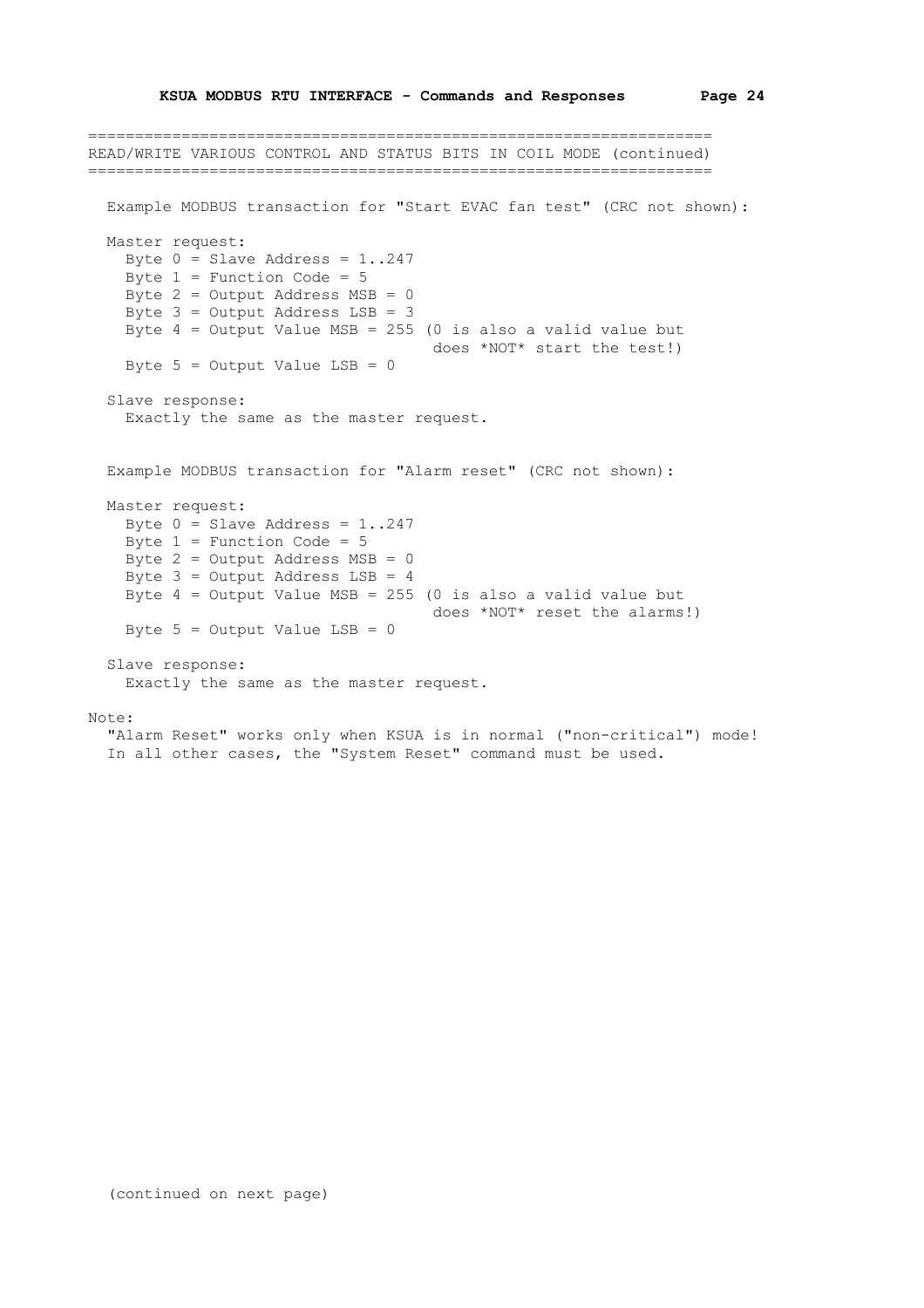## READ/WRITE VARIOUS CONTROL AND STATUS BITS IN COIL MODE (continued)

Example MODBUS transaction for "Start EVAC fan test" (CRC not shown):

Master request:

```
Byte 0 = Slave Address = 1..247
Byte 1 = Function Code = 5
Byte 2 = Output Address MSB = 0
Byte 3 = Output Address LSB = 3
Byte 4 = Output Value MSB = 255 (0 is also a valid value but
                                 does *NOT* start the test!)
Byte 5 = Output Value LSB = 0
```

Slave response:
Exactly the same as the master request.

Example MODBUS transaction for "Alarm reset" (CRC not shown):

Master request:

```
Byte 0 = Slave Address = 1..247
Byte 1 = Function Code = 5
Byte 2 = Output Address MSB = 0
Byte 3 = Output Address LSB = 4
Byte 4 = Output Value MSB = 255 (0 is also a valid value but
                                 does *NOT* reset the alarms!)
Byte 5 = Output Value LSB = 0
```

Slave response:
Exactly the same as the master request.

Note:
"Alarm Reset" works only when KSUA is in normal ("non-critical") mode!
In all other cases, the "System Reset" command must be used.

(continued on next page)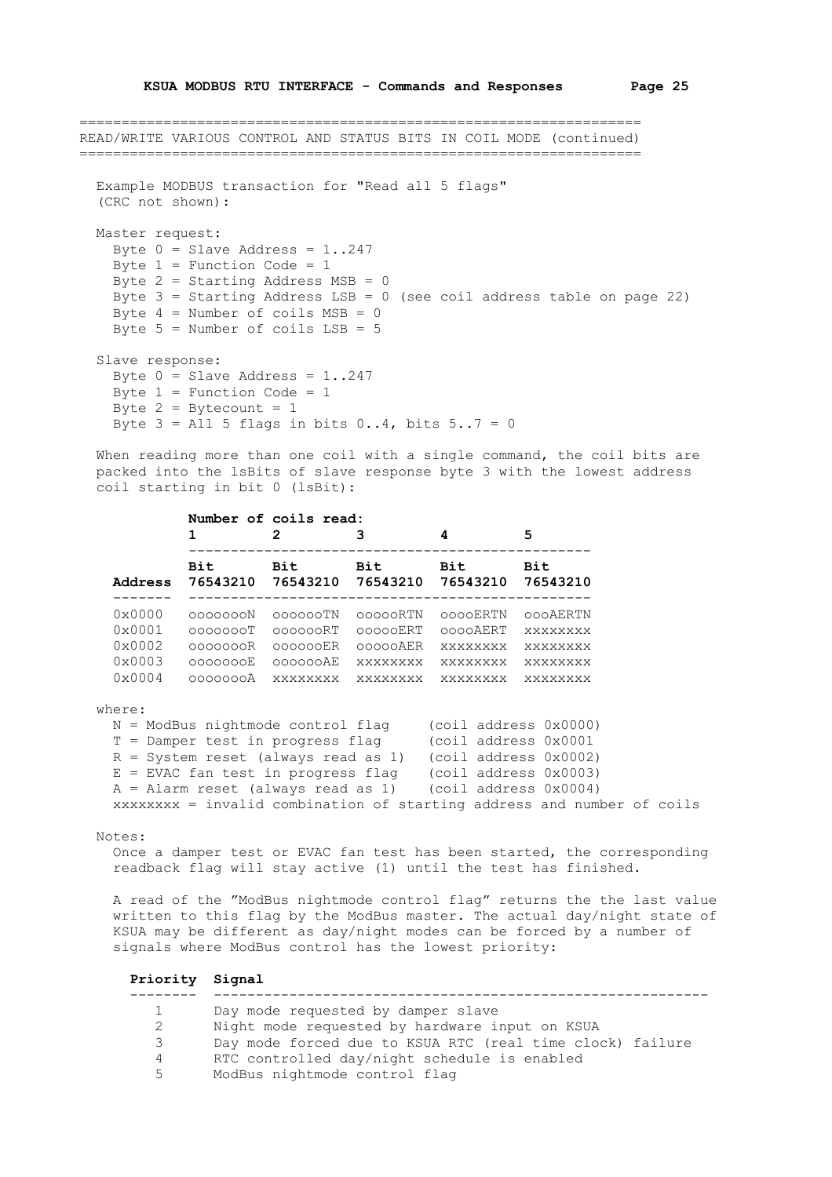## READ/WRITE VARIOUS CONTROL AND STATUS BITS IN COIL MODE (continued)

Example MODBUS transaction for "Read all 5 flags" (CRC not shown):

Master request:

- Byte 0 = Slave Address = 1..247
- Byte 1 = Function Code = 1
- Byte 2 = Starting Address MSB = 0
- Byte 3 = Starting Address LSB = 0 (see coil address table on page 22)
- Byte 4 = Number of coils MSB = 0
- Byte 5 = Number of coils LSB = 5

Slave response:

- Byte 0 = Slave Address = 1..247
- Byte 1 = Function Code = 1
- Byte 2 = Bytecount = 1
- Byte 3 = All 5 flags in bits 0..4, bits 5..7 = 0

When reading more than one coil with a single command, the coil bits are packed into the lsBits of slave response byte 3 with the lowest address coil starting in bit 0 (lsBit):

| | **Number of coils read:** 1 | 2 | 3 | 4 | 5 |
|---|---|---|---|---|---|
| **Address** | **Bit 76543210** | **Bit 76543210** | **Bit 76543210** | **Bit 76543210** | **Bit 76543210** |
| 0x0000 | oooooooN | ooooooTN | oooooRTN | ooooERTN | oooAERTN |
| 0x0001 | oooooooT | ooooooRT | oooooERT | ooooAERT | xxxxxxxx |
| 0x0002 | oooooooR | ooooooER | oooooAER | xxxxxxxx | xxxxxxxx |
| 0x0003 | oooooooE | ooooooAE | xxxxxxxx | xxxxxxxx | xxxxxxxx |
| 0x0004 | oooooooA | xxxxxxxx | xxxxxxxx | xxxxxxxx | xxxxxxxx |

where:

- N = ModBus nightmode control flag (coil address 0x0000)
- T = Damper test in progress flag (coil address 0x0001
- R = System reset (always read as 1) (coil address 0x0002)
- E = EVAC fan test in progress flag (coil address 0x0003)
- A = Alarm reset (always read as 1) (coil address 0x0004)
- xxxxxxxx = invalid combination of starting address and number of coils

Notes:

Once a damper test or EVAC fan test has been started, the corresponding readback flag will stay active (1) until the test has finished.

A read of the "ModBus nightmode control flag" returns the the last value written to this flag by the ModBus master. The actual day/night state of KSUA may be different as day/night modes can be forced by a number of signals where ModBus control has the lowest priority:

| Priority | Signal |
|---|---|
| 1 | Day mode requested by damper slave |
| 2 | Night mode requested by hardware input on KSUA |
| 3 | Day mode forced due to KSUA RTC (real time clock) failure |
| 4 | RTC controlled day/night schedule is enabled |
| 5 | ModBus nightmode control flag |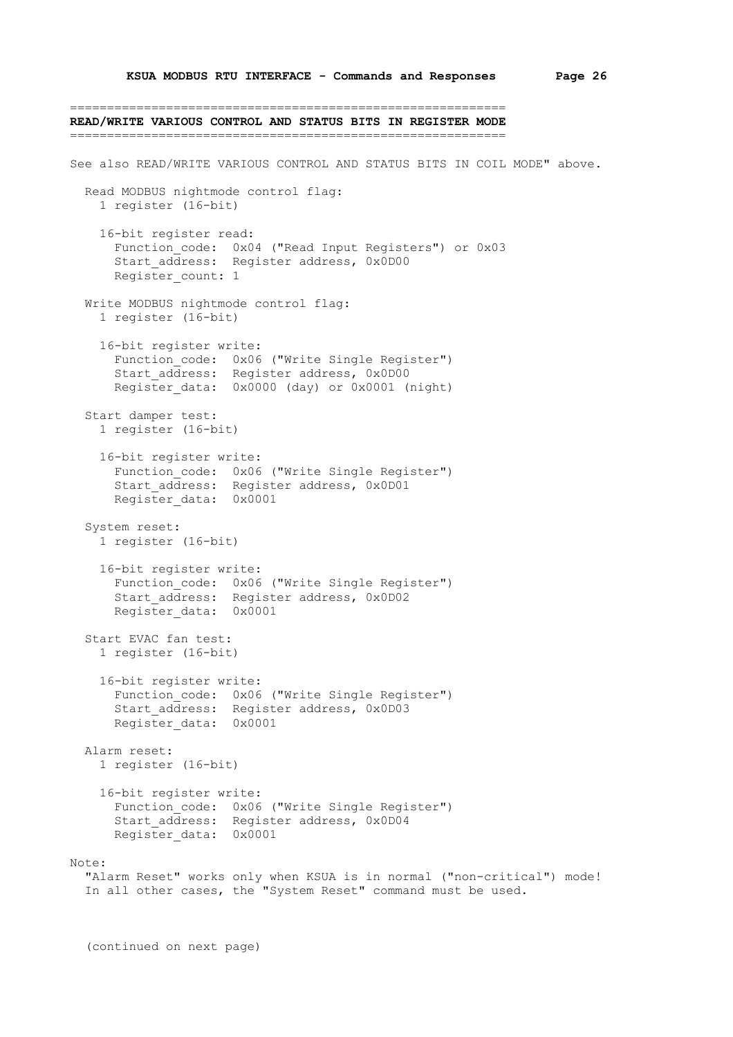## READ/WRITE VARIOUS CONTROL AND STATUS BITS IN REGISTER MODE

See also READ/WRITE VARIOUS CONTROL AND STATUS BITS IN COIL MODE" above.

```
  Read MODBUS nightmode control flag:
    1 register (16-bit)

    16-bit register read:
      Function_code:  0x04 ("Read Input Registers") or 0x03
      Start_address:  Register address, 0x0D00
      Register_count: 1

  Write MODBUS nightmode control flag:
    1 register (16-bit)

    16-bit register write:
      Function_code:  0x06 ("Write Single Register")
      Start_address:  Register address, 0x0D00
      Register_data:  0x0000 (day) or 0x0001 (night)

  Start damper test:
    1 register (16-bit)

    16-bit register write:
      Function_code:  0x06 ("Write Single Register")
      Start_address:  Register address, 0x0D01
      Register_data:  0x0001

  System reset:
    1 register (16-bit)

    16-bit register write:
      Function_code:  0x06 ("Write Single Register")
      Start_address:  Register address, 0x0D02
      Register_data:  0x0001

  Start EVAC fan test:
    1 register (16-bit)

    16-bit register write:
      Function_code:  0x06 ("Write Single Register")
      Start_address:  Register address, 0x0D03
      Register_data:  0x0001

  Alarm reset:
    1 register (16-bit)

    16-bit register write:
      Function_code:  0x06 ("Write Single Register")
      Start_address:  Register address, 0x0D04
      Register_data:  0x0001
```

Note:
"Alarm Reset" works only when KSUA is in normal ("non-critical") mode!
In all other cases, the "System Reset" command must be used.

(continued on next page)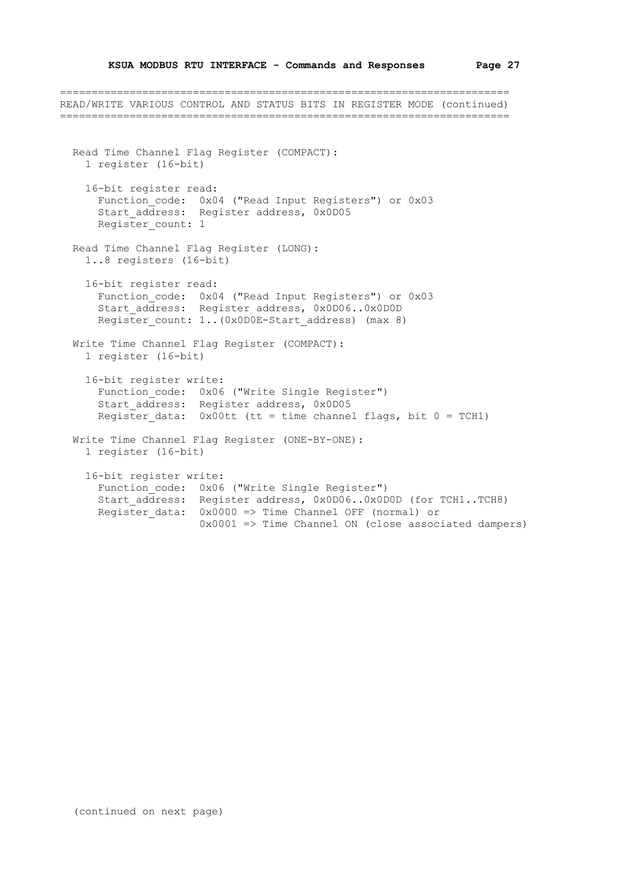## READ/WRITE VARIOUS CONTROL AND STATUS BITS IN REGISTER MODE (continued)

```
  Read Time Channel Flag Register (COMPACT):
    1 register (16-bit)

    16-bit register read:
      Function_code:  0x04 ("Read Input Registers") or 0x03
      Start_address:  Register address, 0x0D05
      Register_count: 1

  Read Time Channel Flag Register (LONG):
    1..8 registers (16-bit)

    16-bit register read:
      Function_code:  0x04 ("Read Input Registers") or 0x03
      Start_address:  Register address, 0x0D06..0x0D0D
      Register_count: 1..(0x0D0E-Start_address) (max 8)

  Write Time Channel Flag Register (COMPACT):
    1 register (16-bit)

    16-bit register write:
      Function_code:  0x06 ("Write Single Register")
      Start_address:  Register address, 0x0D05
      Register_data:  0x00tt (tt = time channel flags, bit 0 = TCH1)

  Write Time Channel Flag Register (ONE-BY-ONE):
    1 register (16-bit)

    16-bit register write:
      Function_code:  0x06 ("Write Single Register")
      Start_address:  Register address, 0x0D06..0x0D0D (for TCH1..TCH8)
      Register_data:  0x0000 => Time Channel OFF (normal) or
                      0x0001 => Time Channel ON (close associated dampers)
```

(continued on next page)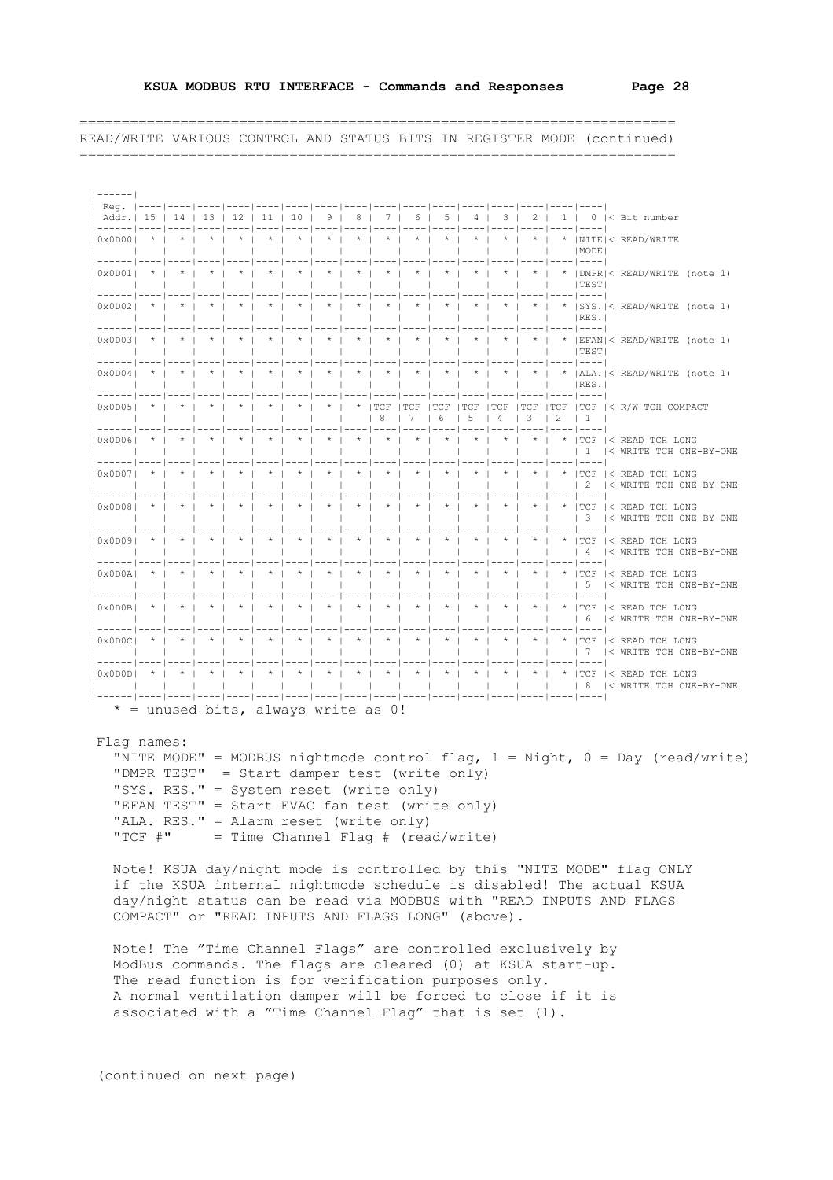## READ/WRITE VARIOUS CONTROL AND STATUS BITS IN REGISTER MODE (continued)

| Reg. Addr. | 15 | 14 | 13 | 12 | 11 | 10 | 9 | 8 | 7 | 6 | 5 | 4 | 3 | 2 | 1 | 0 | < Bit number |
|---|---|---|---|---|---|---|---|---|---|---|---|---|---|---|---|---|---|
| 0x0D00 | * | * | * | * | * | * | * | * | * | * | * | * | * | * | * | NITE MODE | < READ/WRITE |
| 0x0D01 | * | * | * | * | * | * | * | * | * | * | * | * | * | * | * | DMPR TEST | < READ/WRITE (note 1) |
| 0x0D02 | * | * | * | * | * | * | * | * | * | * | * | * | * | * | * | SYS. RES. | < READ/WRITE (note 1) |
| 0x0D03 | * | * | * | * | * | * | * | * | * | * | * | * | * | * | * | EFAN TEST | < READ/WRITE (note 1) |
| 0x0D04 | * | * | * | * | * | * | * | * | * | * | * | * | * | * | * | ALA. RES. | < READ/WRITE (note 1) |
| 0x0D05 | * | * | * | * | * | * | * | * | TCF 8 | TCF 7 | TCF 6 | TCF 5 | TCF 4 | TCF 3 | TCF 2 | TCF 1 | < R/W TCH COMPACT |
| 0x0D06 | * | * | * | * | * | * | * | * | * | * | * | * | * | * | * | TCF 1 | < READ TCH LONG < WRITE TCH ONE-BY-ONE |
| 0x0D07 | * | * | * | * | * | * | * | * | * | * | * | * | * | * | * | TCF 2 | < READ TCH LONG < WRITE TCH ONE-BY-ONE |
| 0x0D08 | * | * | * | * | * | * | * | * | * | * | * | * | * | * | * | TCF 3 | < READ TCH LONG < WRITE TCH ONE-BY-ONE |
| 0x0D09 | * | * | * | * | * | * | * | * | * | * | * | * | * | * | * | TCF 4 | < READ TCH LONG < WRITE TCH ONE-BY-ONE |
| 0x0D0A | * | * | * | * | * | * | * | * | * | * | * | * | * | * | * | TCF 5 | < READ TCH LONG < WRITE TCH ONE-BY-ONE |
| 0x0D0B | * | * | * | * | * | * | * | * | * | * | * | * | * | * | * | TCF 6 | < READ TCH LONG < WRITE TCH ONE-BY-ONE |
| 0x0D0C | * | * | * | * | * | * | * | * | * | * | * | * | * | * | * | TCF 7 | < READ TCH LONG < WRITE TCH ONE-BY-ONE |
| 0x0D0D | * | * | * | * | * | * | * | * | * | * | * | * | * | * | * | TCF 8 | < READ TCH LONG < WRITE TCH ONE-BY-ONE |

* = unused bits, always write as 0!

Flag names:

- "NITE MODE" = MODBUS nightmode control flag, 1 = Night, 0 = Day (read/write)
- "DMPR TEST" = Start damper test (write only)
- "SYS. RES." = System reset (write only)
- "EFAN TEST" = Start EVAC fan test (write only)
- "ALA. RES." = Alarm reset (write only)
- "TCF #" = Time Channel Flag # (read/write)

Note! KSUA day/night mode is controlled by this "NITE MODE" flag ONLY if the KSUA internal nightmode schedule is disabled! The actual KSUA day/night status can be read via MODBUS with "READ INPUTS AND FLAGS COMPACT" or "READ INPUTS AND FLAGS LONG" (above).

Note! The "Time Channel Flags" are controlled exclusively by ModBus commands. The flags are cleared (0) at KSUA start-up. The read function is for verification purposes only. A normal ventilation damper will be forced to close if it is associated with a "Time Channel Flag" that is set (1).

(continued on next page)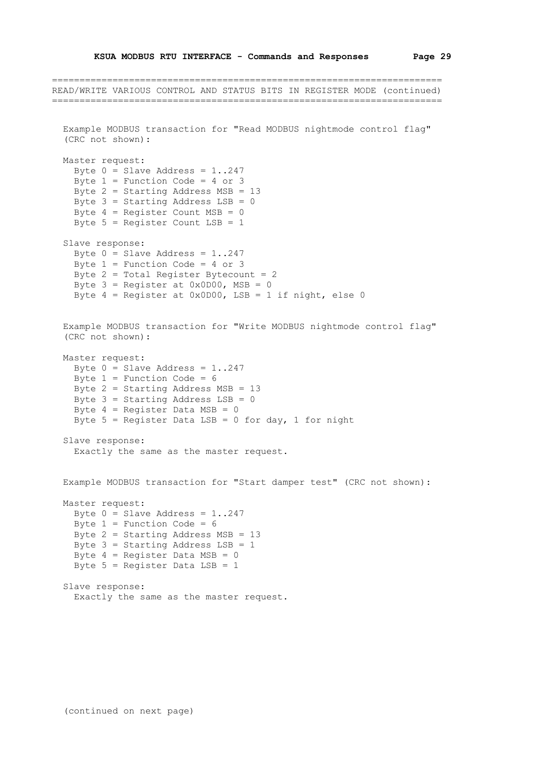## READ/WRITE VARIOUS CONTROL AND STATUS BITS IN REGISTER MODE (continued)

Example MODBUS transaction for "Read MODBUS nightmode control flag" (CRC not shown):

Master request:

```
Byte 0 = Slave Address = 1..247
Byte 1 = Function Code = 4 or 3
Byte 2 = Starting Address MSB = 13
Byte 3 = Starting Address LSB = 0
Byte 4 = Register Count MSB = 0
Byte 5 = Register Count LSB = 1
```

Slave response:

```
Byte 0 = Slave Address = 1..247
Byte 1 = Function Code = 4 or 3
Byte 2 = Total Register Bytecount = 2
Byte 3 = Register at 0x0D00, MSB = 0
Byte 4 = Register at 0x0D00, LSB = 1 if night, else 0
```

Example MODBUS transaction for "Write MODBUS nightmode control flag" (CRC not shown):

Master request:

```
Byte 0 = Slave Address = 1..247
Byte 1 = Function Code = 6
Byte 2 = Starting Address MSB = 13
Byte 3 = Starting Address LSB = 0
Byte 4 = Register Data MSB = 0
Byte 5 = Register Data LSB = 0 for day, 1 for night
```

Slave response:
Exactly the same as the master request.

Example MODBUS transaction for "Start damper test" (CRC not shown):

Master request:

```
Byte 0 = Slave Address = 1..247
Byte 1 = Function Code = 6
Byte 2 = Starting Address MSB = 13
Byte 3 = Starting Address LSB = 1
Byte 4 = Register Data MSB = 0
Byte 5 = Register Data LSB = 1
```

Slave response:
Exactly the same as the master request.

(continued on next page)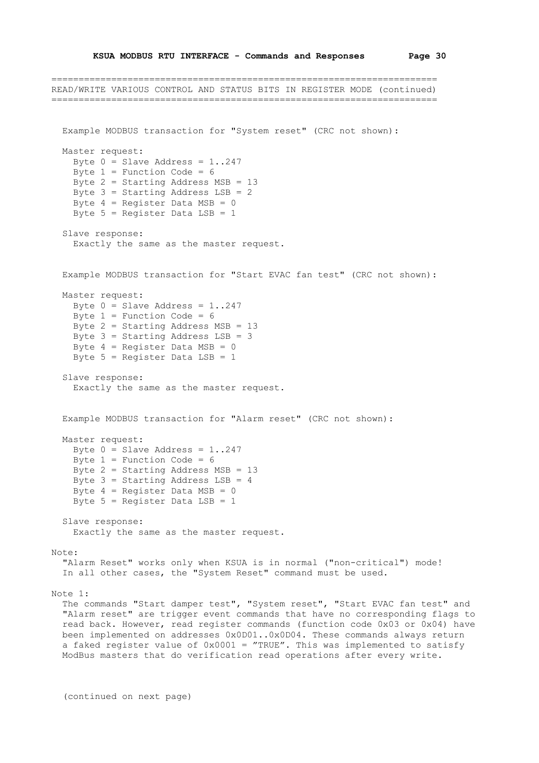## READ/WRITE VARIOUS CONTROL AND STATUS BITS IN REGISTER MODE (continued)

Example MODBUS transaction for "System reset" (CRC not shown):

Master request:
- Byte 0 = Slave Address = 1..247
- Byte 1 = Function Code = 6
- Byte 2 = Starting Address MSB = 13
- Byte 3 = Starting Address LSB = 2
- Byte 4 = Register Data MSB = 0
- Byte 5 = Register Data LSB = 1

Slave response:
Exactly the same as the master request.

Example MODBUS transaction for "Start EVAC fan test" (CRC not shown):

Master request:
- Byte 0 = Slave Address = 1..247
- Byte 1 = Function Code = 6
- Byte 2 = Starting Address MSB = 13
- Byte 3 = Starting Address LSB = 3
- Byte 4 = Register Data MSB = 0
- Byte 5 = Register Data LSB = 1

Slave response:
Exactly the same as the master request.

Example MODBUS transaction for "Alarm reset" (CRC not shown):

Master request:
- Byte 0 = Slave Address = 1..247
- Byte 1 = Function Code = 6
- Byte 2 = Starting Address MSB = 13
- Byte 3 = Starting Address LSB = 4
- Byte 4 = Register Data MSB = 0
- Byte 5 = Register Data LSB = 1

Slave response:
Exactly the same as the master request.

Note:
"Alarm Reset" works only when KSUA is in normal ("non-critical") mode!
In all other cases, the "System Reset" command must be used.

Note 1:
The commands "Start damper test", "System reset", "Start EVAC fan test" and "Alarm reset" are trigger event commands that have no corresponding flags to read back. However, read register commands (function code 0x03 or 0x04) have been implemented on addresses 0x0D01..0x0D04. These commands always return a faked register value of 0x0001 = "TRUE". This was implemented to satisfy ModBus masters that do verification read operations after every write.

(continued on next page)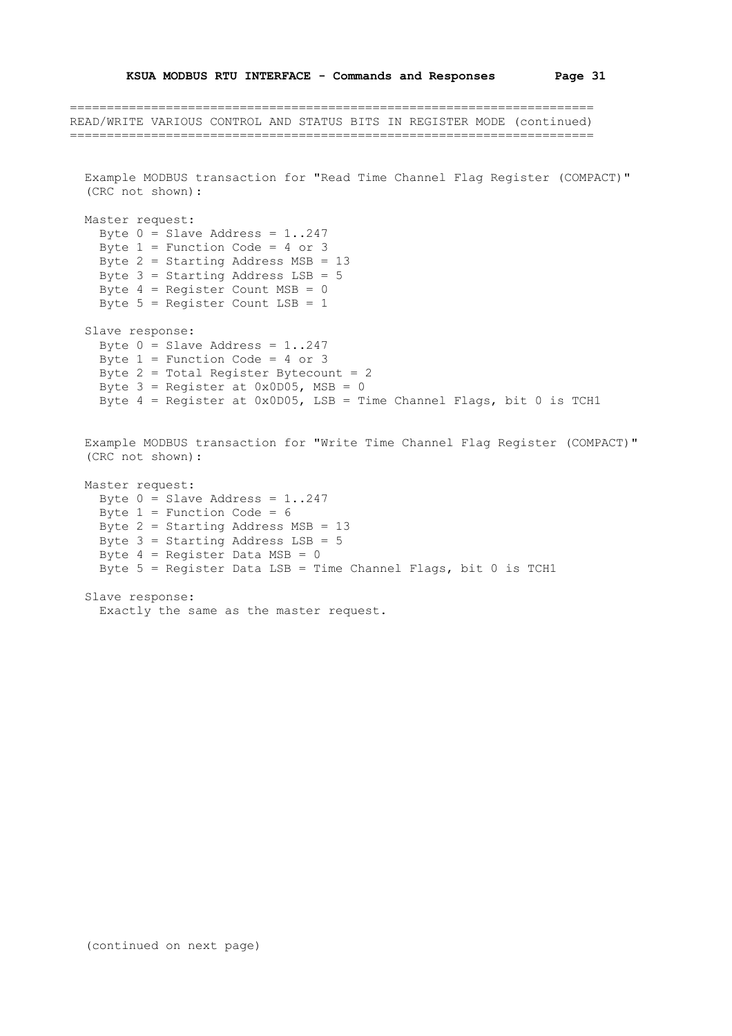## READ/WRITE VARIOUS CONTROL AND STATUS BITS IN REGISTER MODE (continued)

Example MODBUS transaction for "Read Time Channel Flag Register (COMPACT)" (CRC not shown):

Master request:

```
Byte 0 = Slave Address = 1..247
Byte 1 = Function Code = 4 or 3
Byte 2 = Starting Address MSB = 13
Byte 3 = Starting Address LSB = 5
Byte 4 = Register Count MSB = 0
Byte 5 = Register Count LSB = 1
```

Slave response:

```
Byte 0 = Slave Address = 1..247
Byte 1 = Function Code = 4 or 3
Byte 2 = Total Register Bytecount = 2
Byte 3 = Register at 0x0D05, MSB = 0
Byte 4 = Register at 0x0D05, LSB = Time Channel Flags, bit 0 is TCH1
```

Example MODBUS transaction for "Write Time Channel Flag Register (COMPACT)" (CRC not shown):

Master request:

```
Byte 0 = Slave Address = 1..247
Byte 1 = Function Code = 6
Byte 2 = Starting Address MSB = 13
Byte 3 = Starting Address LSB = 5
Byte 4 = Register Data MSB = 0
Byte 5 = Register Data LSB = Time Channel Flags, bit 0 is TCH1
```

Slave response:

Exactly the same as the master request.

(continued on next page)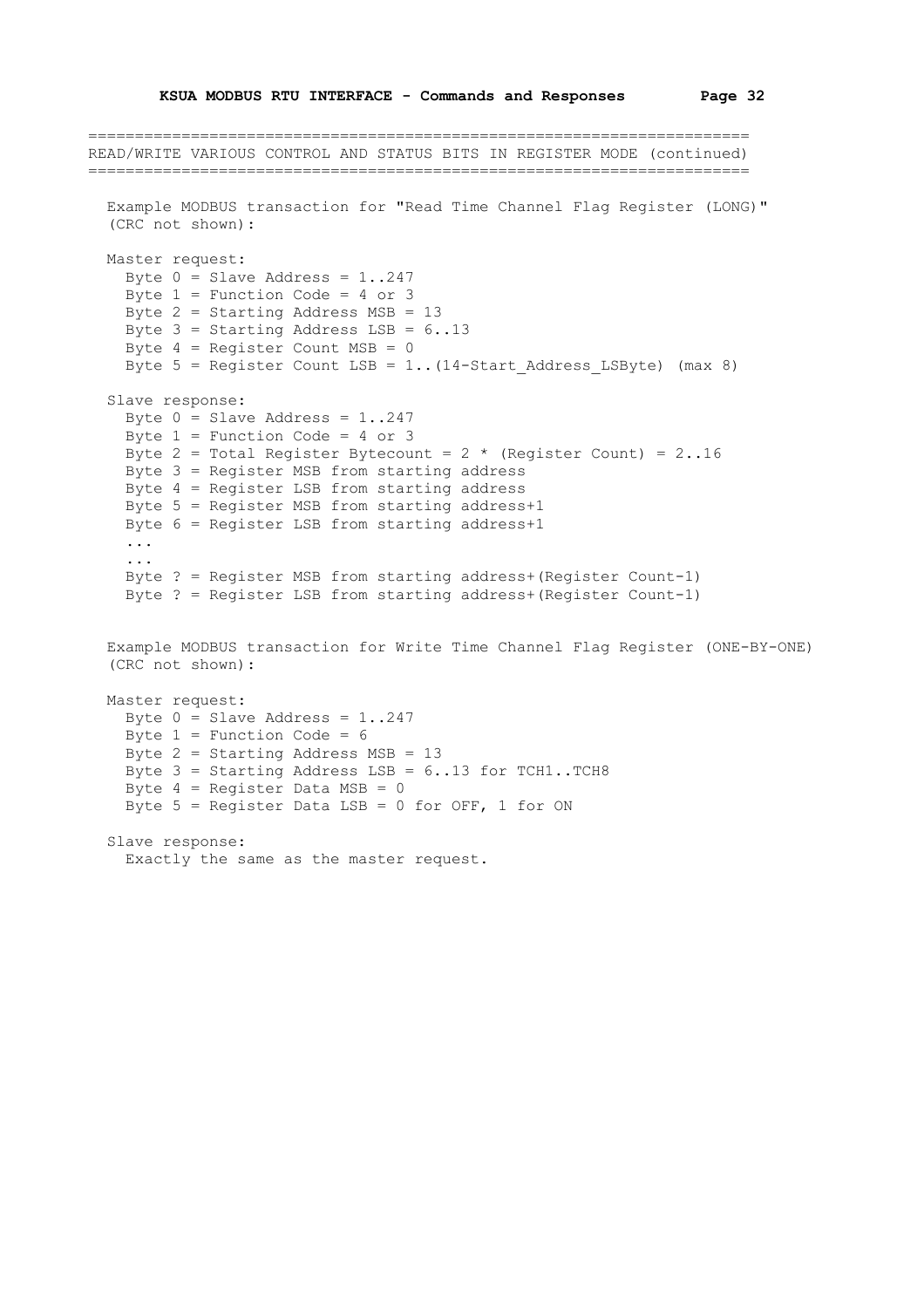## READ/WRITE VARIOUS CONTROL AND STATUS BITS IN REGISTER MODE (continued)

Example MODBUS transaction for "Read Time Channel Flag Register (LONG)" (CRC not shown):

```
Master request:
  Byte 0 = Slave Address = 1..247
  Byte 1 = Function Code = 4 or 3
  Byte 2 = Starting Address MSB = 13
  Byte 3 = Starting Address LSB = 6..13
  Byte 4 = Register Count MSB = 0
  Byte 5 = Register Count LSB = 1..(14-Start_Address_LSByte) (max 8)

Slave response:
  Byte 0 = Slave Address = 1..247
  Byte 1 = Function Code = 4 or 3
  Byte 2 = Total Register Bytecount = 2 * (Register Count) = 2..16
  Byte 3 = Register MSB from starting address
  Byte 4 = Register LSB from starting address
  Byte 5 = Register MSB from starting address+1
  Byte 6 = Register LSB from starting address+1
  ...
  ...
  Byte ? = Register MSB from starting address+(Register Count-1)
  Byte ? = Register LSB from starting address+(Register Count-1)
```

Example MODBUS transaction for Write Time Channel Flag Register (ONE-BY-ONE) (CRC not shown):

```
Master request:
  Byte 0 = Slave Address = 1..247
  Byte 1 = Function Code = 6
  Byte 2 = Starting Address MSB = 13
  Byte 3 = Starting Address LSB = 6..13 for TCH1..TCH8
  Byte 4 = Register Data MSB = 0
  Byte 5 = Register Data LSB = 0 for OFF, 1 for ON

Slave response:
  Exactly the same as the master request.
```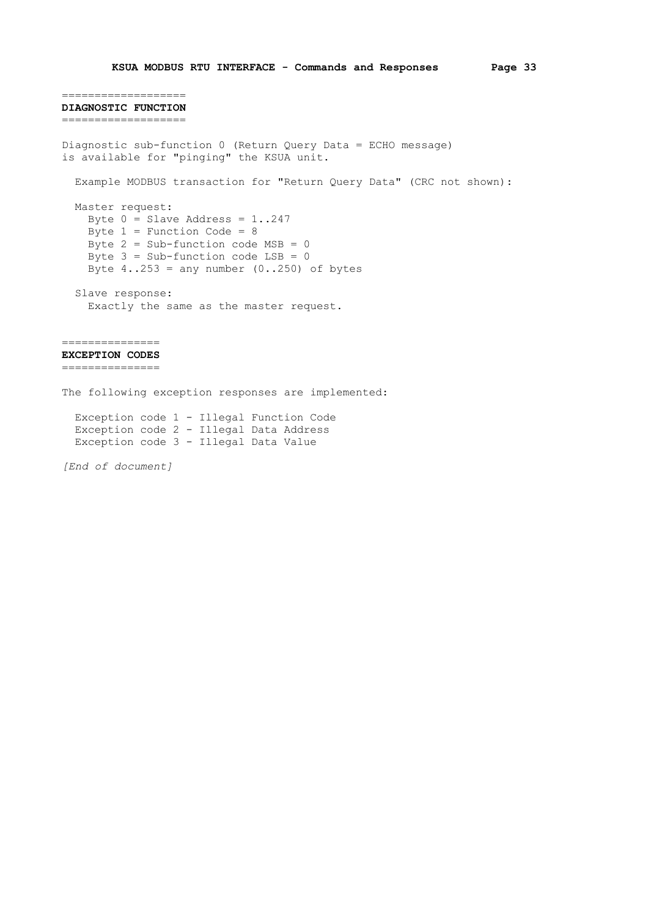## DIAGNOSTIC FUNCTION

Diagnostic sub-function 0 (Return Query Data = ECHO message) is available for "pinging" the KSUA unit.

Example MODBUS transaction for "Return Query Data" (CRC not shown):

Master request:

- Byte 0 = Slave Address = 1..247
- Byte 1 = Function Code = 8
- Byte 2 = Sub-function code MSB = 0
- Byte 3 = Sub-function code LSB = 0
- Byte 4..253 = any number (0..250) of bytes

Slave response:

Exactly the same as the master request.

## EXCEPTION CODES

The following exception responses are implemented:

- Exception code 1 - Illegal Function Code
- Exception code 2 - Illegal Data Address
- Exception code 3 - Illegal Data Value

*[End of document]*